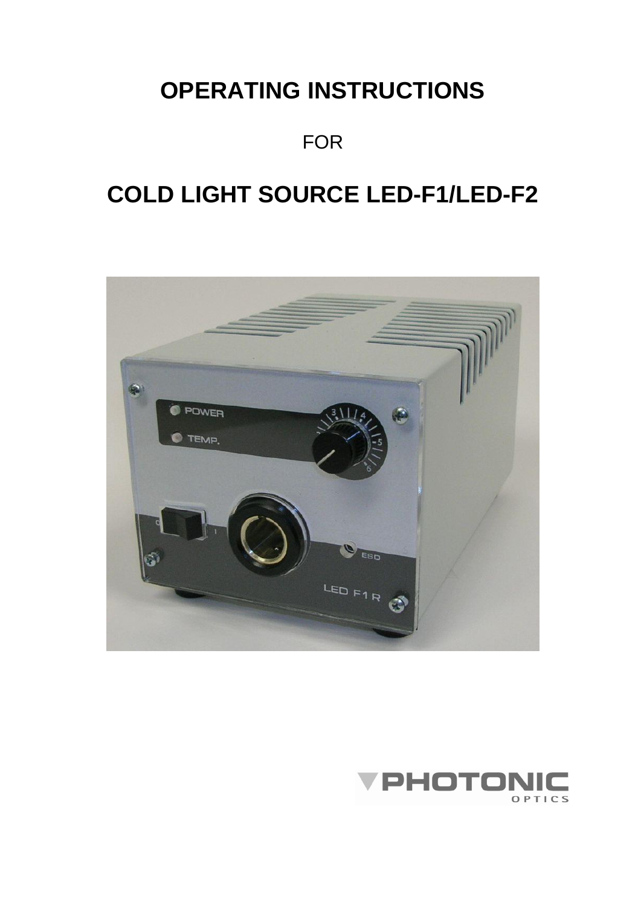# OPERATING INSTRUCTIONS

FOR

# COLD LIGHT SOURCE LED-F1/LED-F2

PHOTONIC OPTICS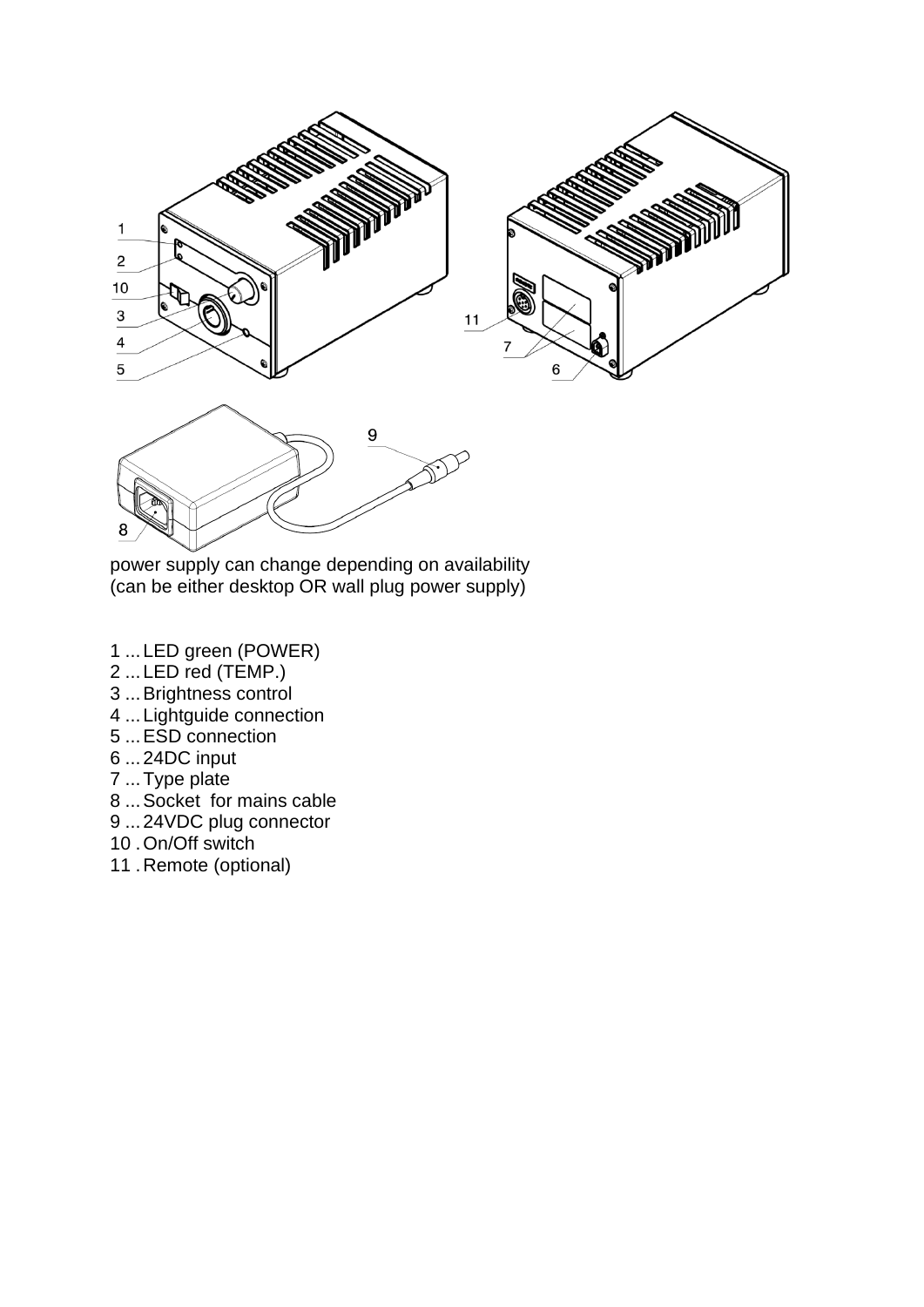power supply can change depending on availability
(can be either desktop OR wall plug power supply)

1 ... LED green (POWER)
2 ... LED red (TEMP.)
3 ... Brightness control
4 ... Lightguide connection
5 ... ESD connection
6 ... 24DC input
7 ... Type plate
8 ... Socket for mains cable
9 ... 24VDC plug connector
10 . On/Off switch
11 . Remote (optional)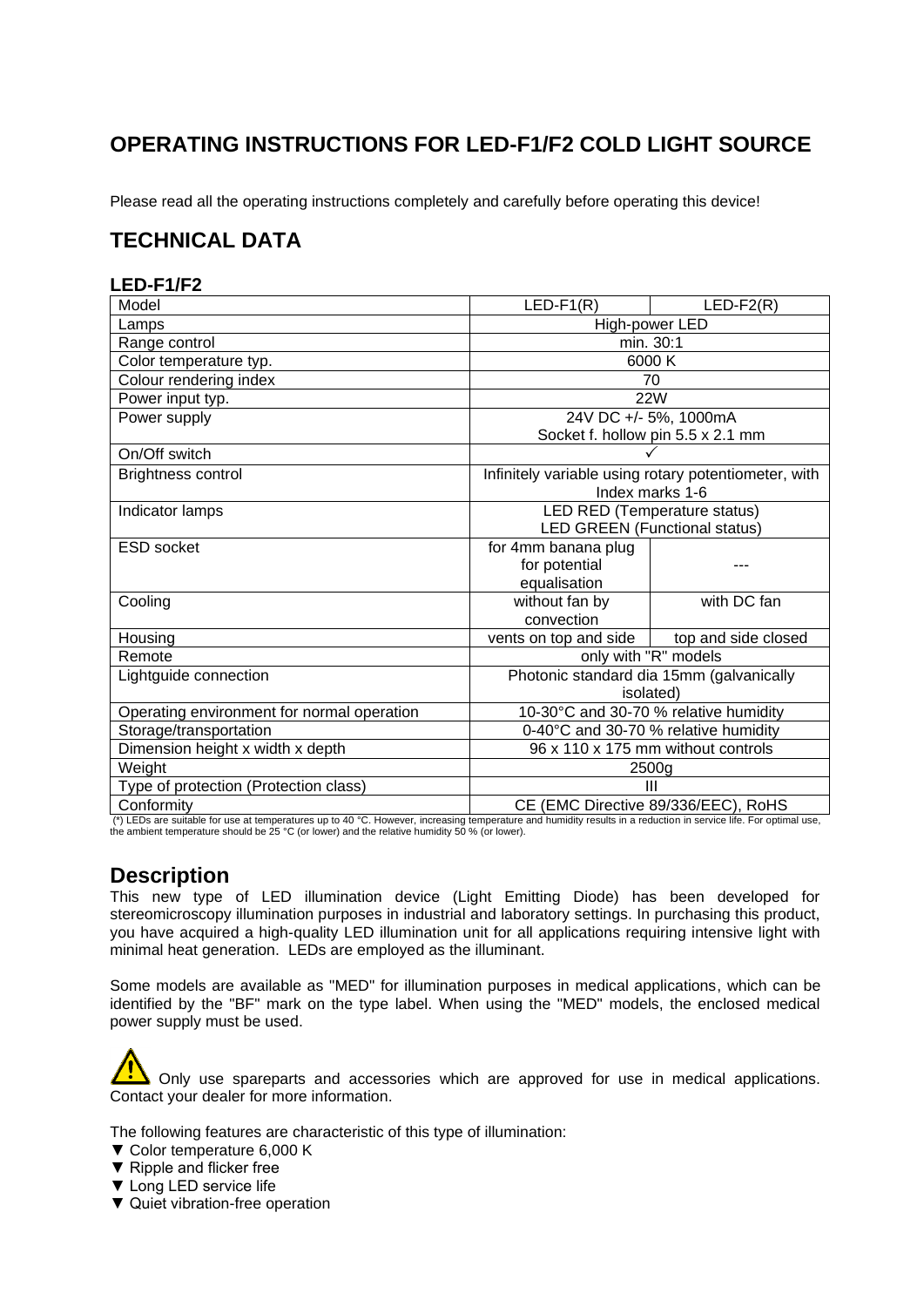# OPERATING INSTRUCTIONS FOR LED-F1/F2 COLD LIGHT SOURCE

Please read all the operating instructions completely and carefully before operating this device!

## TECHNICAL DATA

### LED-F1/F2

| Model | LED-F1(R) | LED-F2(R) |
|---|---|---|
| Lamps | High-power LED | |
| Range control | min. 30:1 | |
| Color temperature typ. | 6000 K | |
| Colour rendering index | 70 | |
| Power input typ. | 22W | |
| Power supply | 24V DC +/- 5%, 1000mA Socket f. hollow pin 5.5 x 2.1 mm | |
| On/Off switch | ✓ | |
| Brightness control | Infinitely variable using rotary potentiometer, with Index marks 1-6 | |
| Indicator lamps | LED RED (Temperature status) LED GREEN (Functional status) | |
| ESD socket | for 4mm banana plug for potential equalisation | --- |
| Cooling | without fan by convection | with DC fan |
| Housing | vents on top and side | top and side closed |
| Remote | only with "R" models | |
| Lightguide connection | Photonic standard dia 15mm (galvanically isolated) | |
| Operating environment for normal operation | 10-30°C and 30-70 % relative humidity | |
| Storage/transportation | 0-40°C and 30-70 % relative humidity | |
| Dimension height x width x depth | 96 x 110 x 175 mm without controls | |
| Weight | 2500g | |
| Type of protection (Protection class) | III | |
| Conformity | CE (EMC Directive 89/336/EEC), RoHS | |

(*) LEDs are suitable for use at temperatures up to 40 °C. However, increasing temperature and humidity results in a reduction in service life. For optimal use, the ambient temperature should be 25 °C (or lower) and the relative humidity 50 % (or lower).

## Description

This new type of LED illumination device (Light Emitting Diode) has been developed for stereomicroscopy illumination purposes in industrial and laboratory settings. In purchasing this product, you have acquired a high-quality LED illumination unit for all applications requiring intensive light with minimal heat generation. LEDs are employed as the illuminant.

Some models are available as "MED" for illumination purposes in medical applications, which can be identified by the "BF" mark on the type label. When using the "MED" models, the enclosed medical power supply must be used.

⚠ Only use spareparts and accessories which are approved for use in medical applications. Contact your dealer for more information.

The following features are characteristic of this type of illumination:

▼ Color temperature 6,000 K
▼ Ripple and flicker free
▼ Long LED service life
▼ Quiet vibration-free operation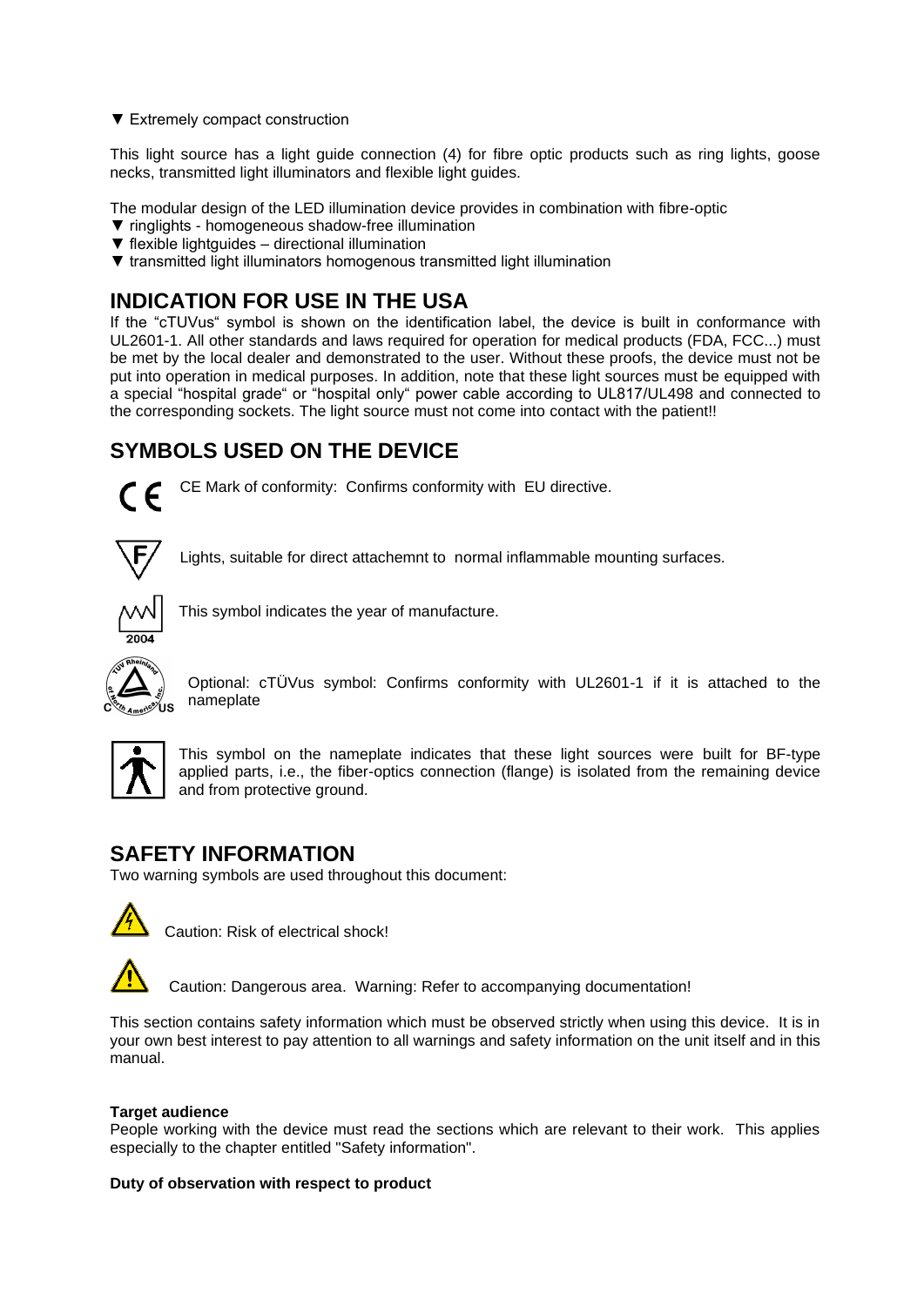▼ Extremely compact construction

This light source has a light guide connection (4) for fibre optic products such as ring lights, goose necks, transmitted light illuminators and flexible light guides.

The modular design of the LED illumination device provides in combination with fibre-optic
▼ ringlights - homogeneous shadow-free illumination
▼ flexible lightguides – directional illumination
▼ transmitted light illuminators homogenous transmitted light illumination

## INDICATION FOR USE IN THE USA

If the "cTUVus" symbol is shown on the identification label, the device is built in conformance with UL2601-1. All other standards and laws required for operation for medical products (FDA, FCC...) must be met by the local dealer and demonstrated to the user. Without these proofs, the device must not be put into operation in medical purposes. In addition, note that these light sources must be equipped with a special "hospital grade" or "hospital only" power cable according to UL817/UL498 and connected to the corresponding sockets. The light source must not come into contact with the patient!!

## SYMBOLS USED ON THE DEVICE

CE Mark of conformity: Confirms conformity with EU directive.

Lights, suitable for direct attachemnt to normal inflammable mounting surfaces.

2004

This symbol indicates the year of manufacture.

Optional: cTÜVus symbol: Confirms conformity with UL2601-1 if it is attached to the nameplate

This symbol on the nameplate indicates that these light sources were built for BF-type applied parts, i.e., the fiber-optics connection (flange) is isolated from the remaining device and from protective ground.

## SAFETY INFORMATION

Two warning symbols are used throughout this document:

Caution: Risk of electrical shock!

Caution: Dangerous area. Warning: Refer to accompanying documentation!

This section contains safety information which must be observed strictly when using this device. It is in your own best interest to pay attention to all warnings and safety information on the unit itself and in this manual.

**Target audience**

People working with the device must read the sections which are relevant to their work. This applies especially to the chapter entitled "Safety information".

**Duty of observation with respect to product**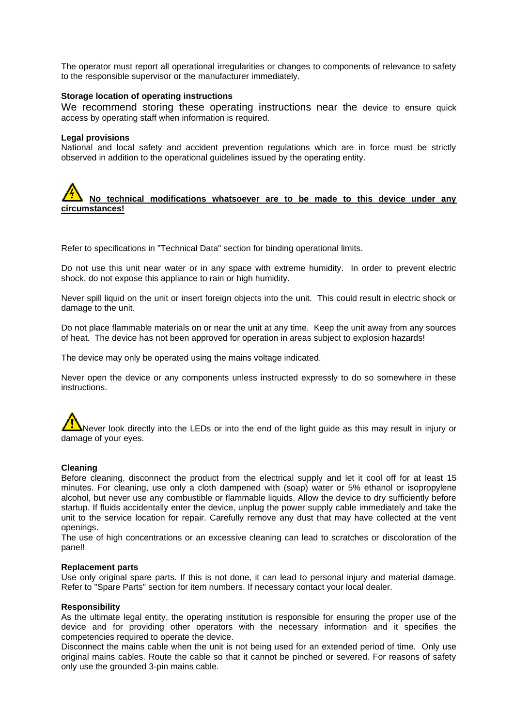The operator must report all operational irregularities or changes to components of relevance to safety to the responsible supervisor or the manufacturer immediately.

**Storage location of operating instructions**

We recommend storing these operating instructions near the device to ensure quick access by operating staff when information is required.

**Legal provisions**

National and local safety and accident prevention regulations which are in force must be strictly observed in addition to the operational guidelines issued by the operating entity.

**No technical modifications whatsoever are to be made to this device under any circumstances!**

Refer to specifications in "Technical Data" section for binding operational limits.

Do not use this unit near water or in any space with extreme humidity. In order to prevent electric shock, do not expose this appliance to rain or high humidity.

Never spill liquid on the unit or insert foreign objects into the unit. This could result in electric shock or damage to the unit.

Do not place flammable materials on or near the unit at any time. Keep the unit away from any sources of heat. The device has not been approved for operation in areas subject to explosion hazards!

The device may only be operated using the mains voltage indicated.

Never open the device or any components unless instructed expressly to do so somewhere in these instructions.

Never look directly into the LEDs or into the end of the light guide as this may result in injury or damage of your eyes.

**Cleaning**

Before cleaning, disconnect the product from the electrical supply and let it cool off for at least 15 minutes. For cleaning, use only a cloth dampened with (soap) water or 5% ethanol or isopropylene alcohol, but never use any combustible or flammable liquids. Allow the device to dry sufficiently before startup. If fluids accidentally enter the device, unplug the power supply cable immediately and take the unit to the service location for repair. Carefully remove any dust that may have collected at the vent openings.

The use of high concentrations or an excessive cleaning can lead to scratches or discoloration of the panel!

**Replacement parts**

Use only original spare parts. If this is not done, it can lead to personal injury and material damage. Refer to "Spare Parts" section for item numbers. If necessary contact your local dealer.

**Responsibility**

As the ultimate legal entity, the operating institution is responsible for ensuring the proper use of the device and for providing other operators with the necessary information and it specifies the competencies required to operate the device.

Disconnect the mains cable when the unit is not being used for an extended period of time. Only use original mains cables. Route the cable so that it cannot be pinched or severed. For reasons of safety only use the grounded 3-pin mains cable.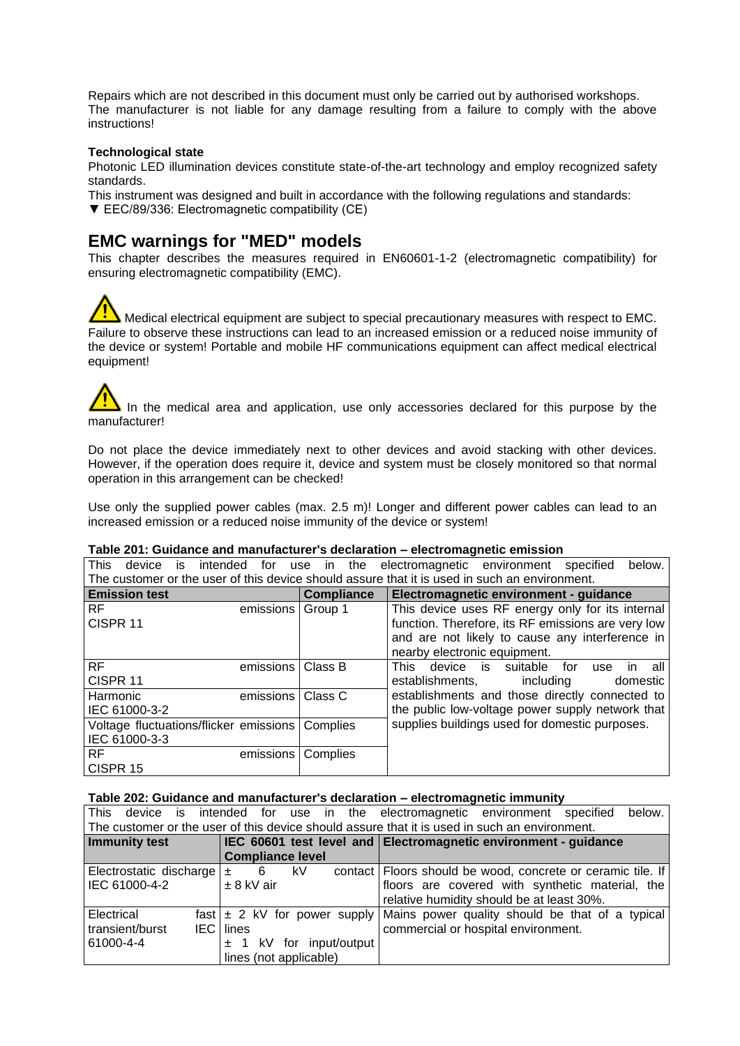Repairs which are not described in this document must only be carried out by authorised workshops.
The manufacturer is not liable for any damage resulting from a failure to comply with the above instructions!

**Technological state**

Photonic LED illumination devices constitute state-of-the-art technology and employ recognized safety standards.

This instrument was designed and built in accordance with the following regulations and standards:

▼ EEC/89/336: Electromagnetic compatibility (CE)

## EMC warnings for "MED" models

This chapter describes the measures required in EN60601-1-2 (electromagnetic compatibility) for ensuring electromagnetic compatibility (EMC).

⚠ Medical electrical equipment are subject to special precautionary measures with respect to EMC. Failure to observe these instructions can lead to an increased emission or a reduced noise immunity of the device or system! Portable and mobile HF communications equipment can affect medical electrical equipment!

⚠ In the medical area and application, use only accessories declared for this purpose by the manufacturer!

Do not place the device immediately next to other devices and avoid stacking with other devices. However, if the operation does require it, device and system must be closely monitored so that normal operation in this arrangement can be checked!

Use only the supplied power cables (max. 2.5 m)! Longer and different power cables can lead to an increased emission or a reduced noise immunity of the device or system!

**Table 201: Guidance and manufacturer's declaration – electromagnetic emission**

This device is intended for use in the electromagnetic environment specified below. The customer or the user of this device should assure that it is used in such an environment.

| Emission test | Compliance | Electromagnetic environment - guidance |
|---|---|---|
| RF emissions CISPR 11 | Group 1 | This device uses RF energy only for its internal function. Therefore, its RF emissions are very low and are not likely to cause any interference in nearby electronic equipment. |
| RF emissions CISPR 11 | Class B | This device is suitable for use in all establishments, including domestic establishments and those directly connected to the public low-voltage power supply network that supplies buildings used for domestic purposes. |
| Harmonic emissions IEC 61000-3-2 | Class C | |
| Voltage fluctuations/flicker emissions IEC 61000-3-3 | Complies | |
| RF emissions CISPR 15 | Complies | |

**Table 202: Guidance and manufacturer's declaration – electromagnetic immunity**

This device is intended for use in the electromagnetic environment specified below. The customer or the user of this device should assure that it is used in such an environment.

| Immunity test | IEC 60601 test level and Compliance level | Electromagnetic environment - guidance |
|---|---|---|
| Electrostatic discharge IEC 61000-4-2 | ± 6 kV contact<br>± 8 kV air | Floors should be wood, concrete or ceramic tile. If floors are covered with synthetic material, the relative humidity should be at least 30%. |
| Electrical fast transient/burst IEC 61000-4-4 | ± 2 kV for power supply lines<br>± 1 kV for input/output lines (not applicable) | Mains power quality should be that of a typical commercial or hospital environment. |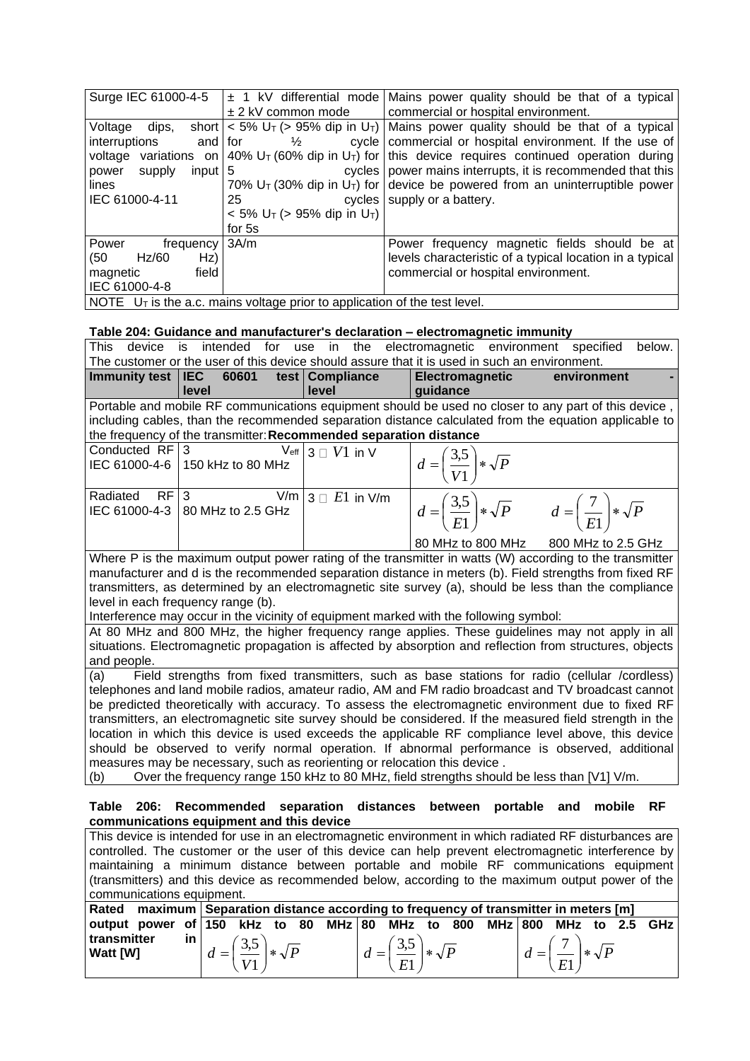| Surge IEC 61000-4-5 | ± 1 kV differential mode<br>± 2 kV common mode | Mains power quality should be that of a typical commercial or hospital environment. |
|---|---|---|
| Voltage dips, short interruptions and voltage variations on power supply input lines<br>IEC 61000-4-11 | < 5% $U_T$ (> 95% dip in $U_T$) for ½ cycle<br>40% $U_T$ (60% dip in $U_T$) for 5 cycles<br>70% $U_T$ (30% dip in $U_T$) for 25 cycles<br>< 5% $U_T$ (> 95% dip in $U_T$) for 5s | Mains power quality should be that of a typical commercial or hospital environment. If the use of this device requires continued operation during power mains interrupts, it is recommended that this device be powered from an uninterruptible power supply or a battery. |
| Power frequency (50 Hz/60 Hz) magnetic field<br>IEC 61000-4-8 | 3A/m | Power frequency magnetic fields should be at levels characteristic of a typical location in a typical commercial or hospital environment. |
| NOTE $U_T$ is the a.c. mains voltage prior to application of the test level. | | |

**Table 204: Guidance and manufacturer's declaration – electromagnetic immunity**

This device is intended for use in the electromagnetic environment specified below. The customer or the user of this device should assure that it is used in such an environment.

| Immunity test | IEC 60601 test level | Compliance level | Electromagnetic environment - guidance | |
|---|---|---|---|---|
| Portable and mobile RF communications equipment should be used no closer to any part of this device, including cables, than the recommended separation distance calculated from the equation applicable to the frequency of the transmitter: **Recommended separation distance** | | | | |
| Conducted RF<br>IEC 61000-4-6 | 3 $V_{eff}$<br>150 kHz to 80 MHz | 3 □ $V1$ in V | $d = \left(\frac{3,5}{V1}\right) * \sqrt{P}$ | |
| Radiated RF<br>IEC 61000-4-3 | 3 V/m<br>80 MHz to 2.5 GHz | 3 □ $E1$ in V/m | $d = \left(\frac{3,5}{E1}\right) * \sqrt{P}$<br>80 MHz to 800 MHz | $d = \left(\frac{7}{E1}\right) * \sqrt{P}$<br>800 MHz to 2.5 GHz |

Where P is the maximum output power rating of the transmitter in watts (W) according to the transmitter manufacturer and d is the recommended separation distance in meters (b). Field strengths from fixed RF transmitters, as determined by an electromagnetic site survey (a), should be less than the compliance level in each frequency range (b).

Interference may occur in the vicinity of equipment marked with the following symbol:

At 80 MHz and 800 MHz, the higher frequency range applies. These guidelines may not apply in all situations. Electromagnetic propagation is affected by absorption and reflection from structures, objects and people.

(a) Field strengths from fixed transmitters, such as base stations for radio (cellular /cordless) telephones and land mobile radios, amateur radio, AM and FM radio broadcast and TV broadcast cannot be predicted theoretically with accuracy. To assess the electromagnetic environment due to fixed RF transmitters, an electromagnetic site survey should be considered. If the measured field strength in the location in which this device is used exceeds the applicable RF compliance level above, this device should be observed to verify normal operation. If abnormal performance is observed, additional measures may be necessary, such as reorienting or relocation this device .

(b) Over the frequency range 150 kHz to 80 MHz, field strengths should be less than [V1] V/m.

**Table 206: Recommended separation distances between portable and mobile RF communications equipment and this device**

This device is intended for use in an electromagnetic environment in which radiated RF disturbances are controlled. The customer or the user of this device can help prevent electromagnetic interference by maintaining a minimum distance between portable and mobile RF communications equipment (transmitters) and this device as recommended below, according to the maximum output power of the communications equipment.

| Rated maximum output power of transmitter in Watt [W] | Separation distance according to frequency of transmitter in meters [m] | | |
|---|---|---|---|
| | **150 kHz to 80 MHz**<br>$d = \left(\frac{3,5}{V1}\right) * \sqrt{P}$ | **80 MHz to 800 MHz**<br>$d = \left(\frac{3,5}{E1}\right) * \sqrt{P}$ | **800 MHz to 2.5 GHz**<br>$d = \left(\frac{7}{E1}\right) * \sqrt{P}$ |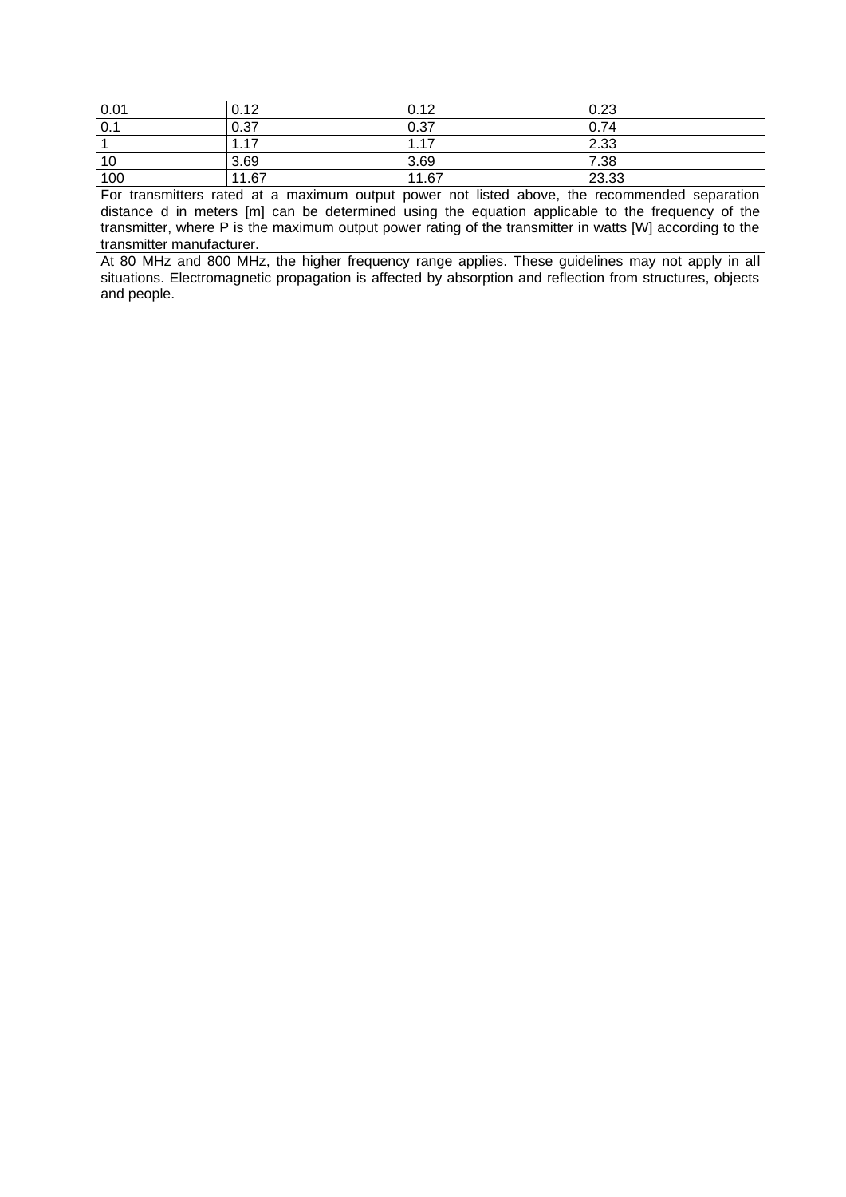| | | | |
|---|---|---|---|
| 0.01 | 0.12 | 0.12 | 0.23 |
| 0.1 | 0.37 | 0.37 | 0.74 |
| 1 | 1.17 | 1.17 | 2.33 |
| 10 | 3.69 | 3.69 | 7.38 |
| 100 | 11.67 | 11.67 | 23.33 |

For transmitters rated at a maximum output power not listed above, the recommended separation distance d in meters [m] can be determined using the equation applicable to the frequency of the transmitter, where P is the maximum output power rating of the transmitter in watts [W] according to the transmitter manufacturer.

At 80 MHz and 800 MHz, the higher frequency range applies. These guidelines may not apply in all situations. Electromagnetic propagation is affected by absorption and reflection from structures, objects and people.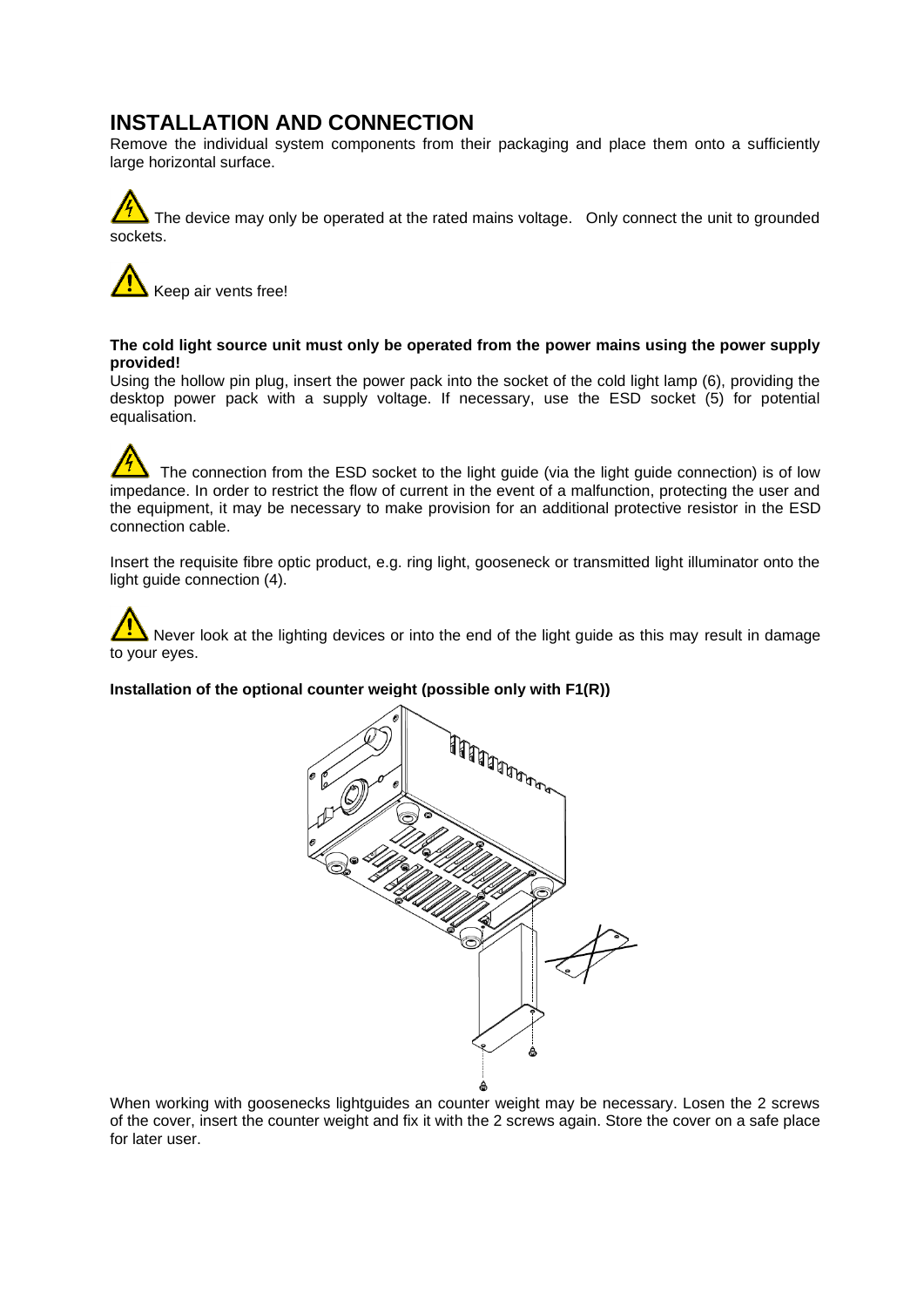# INSTALLATION AND CONNECTION

Remove the individual system components from their packaging and place them onto a sufficiently large horizontal surface.

The device may only be operated at the rated mains voltage. Only connect the unit to grounded sockets.

Keep air vents free!

**The cold light source unit must only be operated from the power mains using the power supply provided!**

Using the hollow pin plug, insert the power pack into the socket of the cold light lamp (6), providing the desktop power pack with a supply voltage. If necessary, use the ESD socket (5) for potential equalisation.

The connection from the ESD socket to the light guide (via the light guide connection) is of low impedance. In order to restrict the flow of current in the event of a malfunction, protecting the user and the equipment, it may be necessary to make provision for an additional protective resistor in the ESD connection cable.

Insert the requisite fibre optic product, e.g. ring light, gooseneck or transmitted light illuminator onto the light guide connection (4).

Never look at the lighting devices or into the end of the light guide as this may result in damage to your eyes.

**Installation of the optional counter weight (possible only with F1(R))**

When working with goosenecks lightguides an counter weight may be necessary. Losen the 2 screws of the cover, insert the counter weight and fix it with the 2 screws again. Store the cover on a safe place for later user.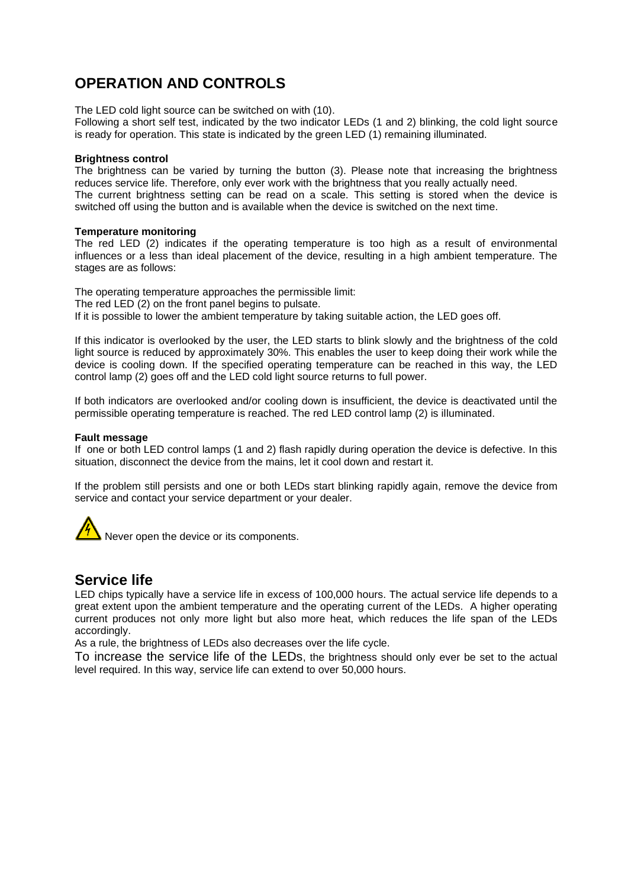# OPERATION AND CONTROLS

The LED cold light source can be switched on with (10).
Following a short self test, indicated by the two indicator LEDs (1 and 2) blinking, the cold light source is ready for operation. This state is indicated by the green LED (1) remaining illuminated.

**Brightness control**
The brightness can be varied by turning the button (3). Please note that increasing the brightness reduces service life. Therefore, only ever work with the brightness that you really actually need.
The current brightness setting can be read on a scale. This setting is stored when the device is switched off using the button and is available when the device is switched on the next time.

**Temperature monitoring**
The red LED (2) indicates if the operating temperature is too high as a result of environmental influences or a less than ideal placement of the device, resulting in a high ambient temperature. The stages are as follows:

The operating temperature approaches the permissible limit:
The red LED (2) on the front panel begins to pulsate.
If it is possible to lower the ambient temperature by taking suitable action, the LED goes off.

If this indicator is overlooked by the user, the LED starts to blink slowly and the brightness of the cold light source is reduced by approximately 30%. This enables the user to keep doing their work while the device is cooling down. If the specified operating temperature can be reached in this way, the LED control lamp (2) goes off and the LED cold light source returns to full power.

If both indicators are overlooked and/or cooling down is insufficient, the device is deactivated until the permissible operating temperature is reached. The red LED control lamp (2) is illuminated.

**Fault message**
If one or both LED control lamps (1 and 2) flash rapidly during operation the device is defective. In this situation, disconnect the device from the mains, let it cool down and restart it.

If the problem still persists and one or both LEDs start blinking rapidly again, remove the device from service and contact your service department or your dealer.

Never open the device or its components.

## Service life

LED chips typically have a service life in excess of 100,000 hours. The actual service life depends to a great extent upon the ambient temperature and the operating current of the LEDs. A higher operating current produces not only more light but also more heat, which reduces the life span of the LEDs accordingly.
As a rule, the brightness of LEDs also decreases over the life cycle.
To increase the service life of the LEDs, the brightness should only ever be set to the actual level required. In this way, service life can extend to over 50,000 hours.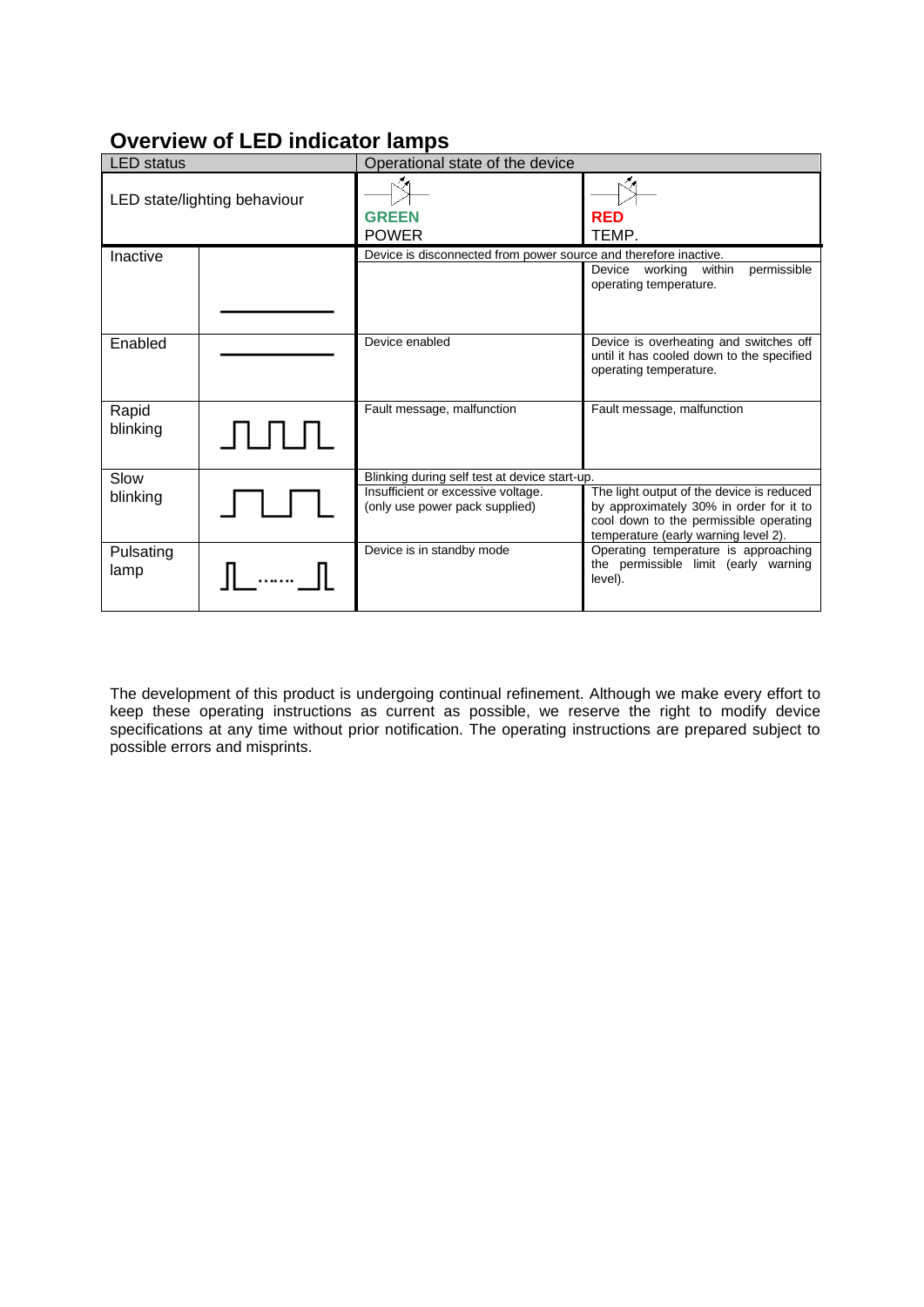## Overview of LED indicator lamps

| LED status | | Operational state of the device | |
|---|---|---|---|
| LED state/lighting behaviour | | **GREEN** POWER | **RED** TEMP. |
| Inactive | | Device is disconnected from power source and therefore inactive. | Device working within permissible operating temperature. |
| Enabled | | Device enabled | Device is overheating and switches off until it has cooled down to the specified operating temperature. |
| Rapid blinking | | Fault message, malfunction | Fault message, malfunction |
| Slow blinking | | Blinking during self test at device start-up. Insufficient or excessive voltage. (only use power pack supplied) | Blinking during self test at device start-up. The light output of the device is reduced by approximately 30% in order for it to cool down to the permissible operating temperature (early warning level 2). |
| Pulsating lamp | | Device is in standby mode | Operating temperature is approaching the permissible limit (early warning level). |

The development of this product is undergoing continual refinement. Although we make every effort to keep these operating instructions as current as possible, we reserve the right to modify device specifications at any time without prior notification. The operating instructions are prepared subject to possible errors and misprints.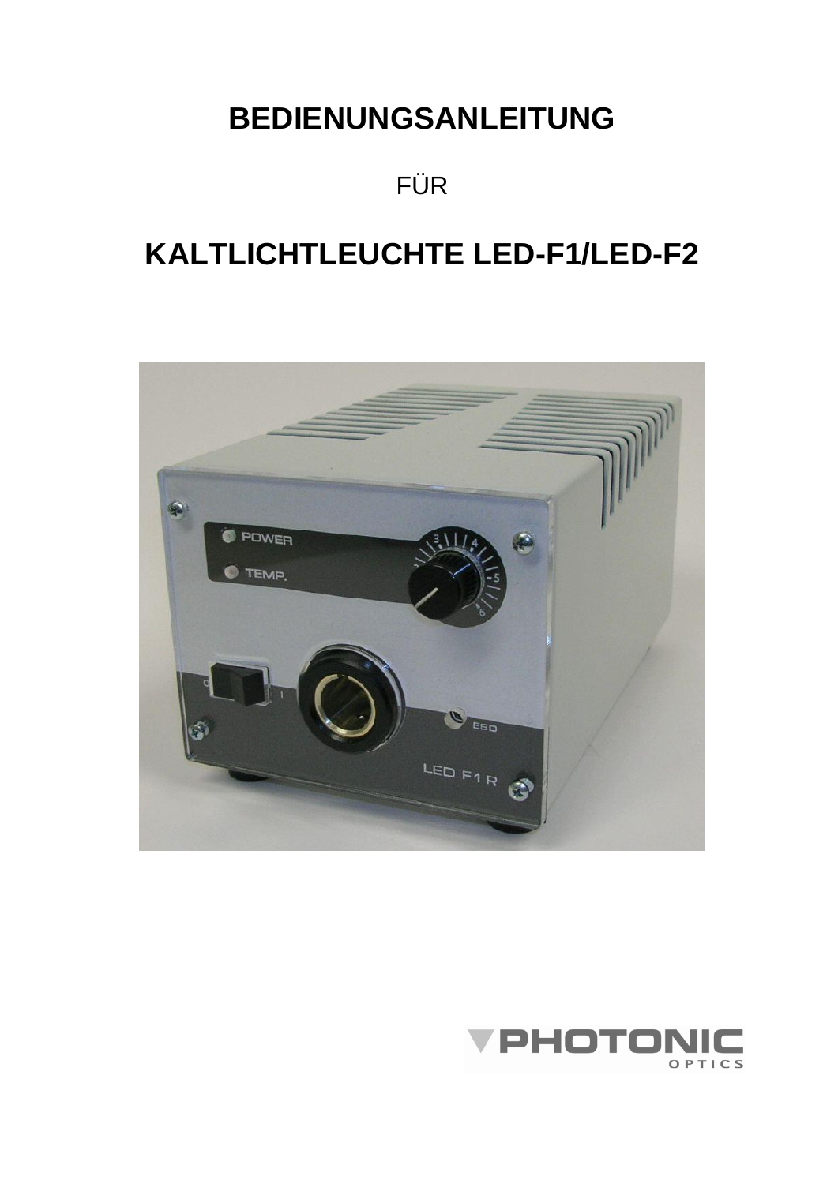# BEDIENUNGSANLEITUNG

FÜR

# KALTLICHTLEUCHTE LED-F1/LED-F2

PHOTONIC OPTICS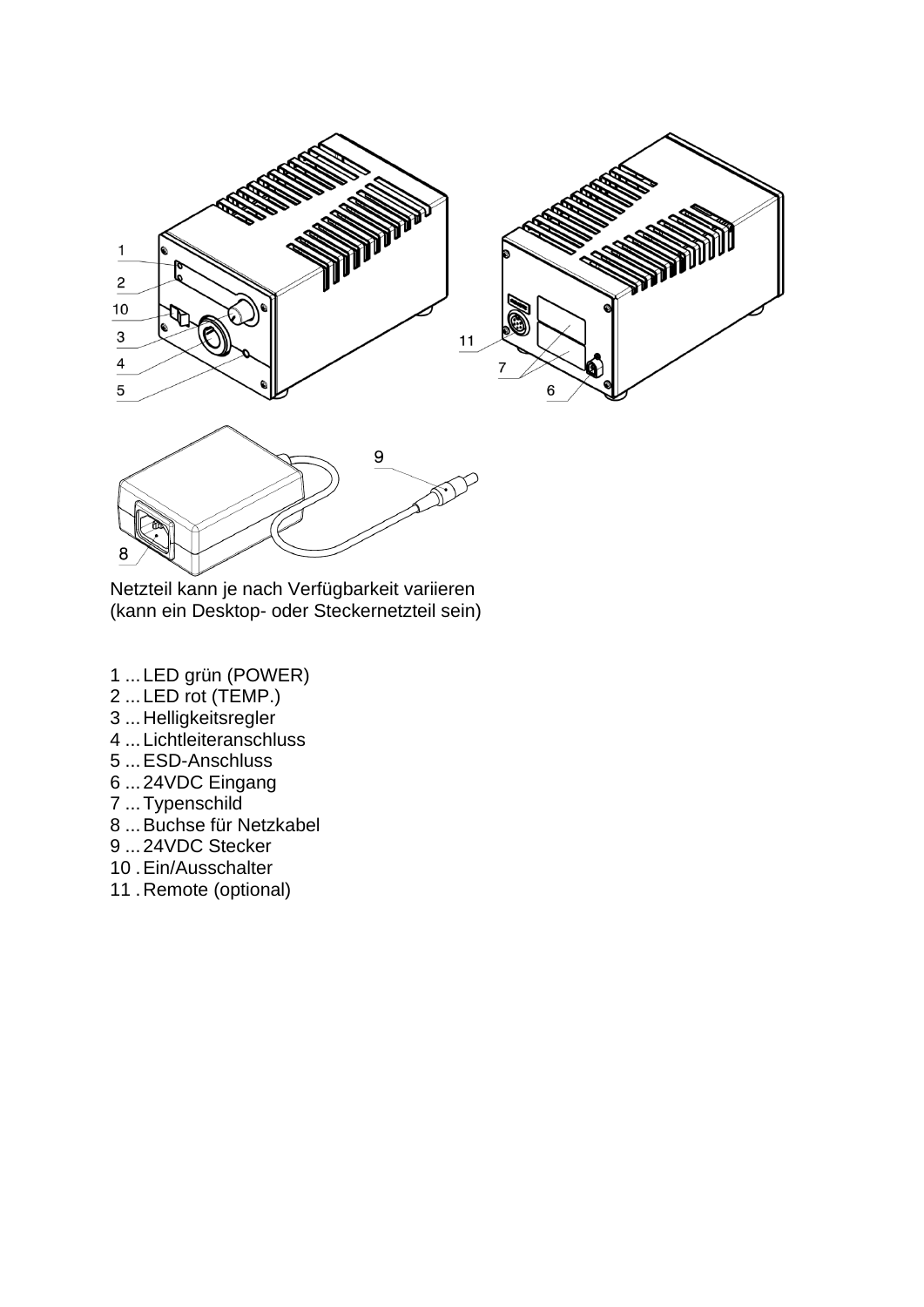Netzteil kann je nach Verfügbarkeit variieren
(kann ein Desktop- oder Steckernetzteil sein)

1 ... LED grün (POWER)
2 ... LED rot (TEMP.)
3 ... Helligkeitsregler
4 ... Lichtleiteranschluss
5 ... ESD-Anschluss
6 ... 24VDC Eingang
7 ... Typenschild
8 ... Buchse für Netzkabel
9 ... 24VDC Stecker
10 . Ein/Ausschalter
11 . Remote (optional)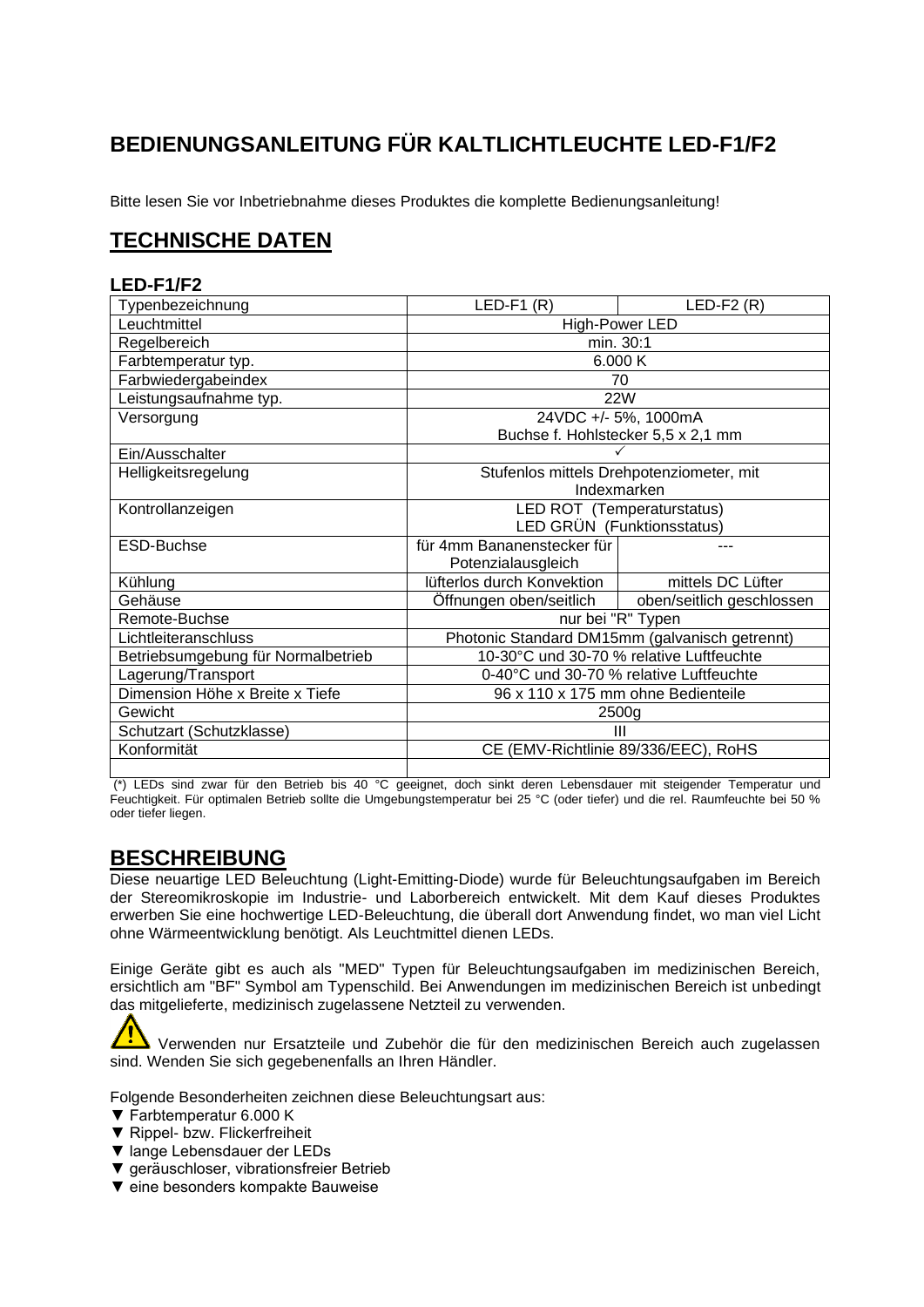# BEDIENUNGSANLEITUNG FÜR KALTLICHTLEUCHTE LED-F1/F2

Bitte lesen Sie vor Inbetriebnahme dieses Produktes die komplette Bedienungsanleitung!

## TECHNISCHE DATEN

### LED-F1/F2

| Typenbezeichnung | LED-F1 (R) | LED-F2 (R) |
|---|---|---|
| Leuchtmittel | High-Power LED | |
| Regelbereich | min. 30:1 | |
| Farbtemperatur typ. | 6.000 K | |
| Farbwiedergabeindex | 70 | |
| Leistungsaufnahme typ. | 22W | |
| Versorgung | 24VDC +/- 5%, 1000mA<br>Buchse f. Hohlstecker 5,5 x 2,1 mm | |
| Ein/Ausschalter | ✓ | |
| Helligkeitsregelung | Stufenlos mittels Drehpotenziometer, mit Indexmarken | |
| Kontrollanzeigen | LED ROT (Temperaturstatus)<br>LED GRÜN (Funktionsstatus) | |
| ESD-Buchse | für 4mm Bananenstecker für Potenzialausgleich | --- |
| Kühlung | lüfterlos durch Konvektion | mittels DC Lüfter |
| Gehäuse | Öffnungen oben/seitlich | oben/seitlich geschlossen |
| Remote-Buchse | nur bei "R" Typen | |
| Lichtleiteranschluss | Photonic Standard DM15mm (galvanisch getrennt) | |
| Betriebsumgebung für Normalbetrieb | 10-30°C und 30-70 % relative Luftfeuchte | |
| Lagerung/Transport | 0-40°C und 30-70 % relative Luftfeuchte | |
| Dimension Höhe x Breite x Tiefe | 96 x 110 x 175 mm ohne Bedienteile | |
| Gewicht | 2500g | |
| Schutzart (Schutzklasse) | III | |
| Konformität | CE (EMV-Richtlinie 89/336/EEC), RoHS | |
| | | |

(*) LEDs sind zwar für den Betrieb bis 40 °C geeignet, doch sinkt deren Lebensdauer mit steigender Temperatur und Feuchtigkeit. Für optimalen Betrieb sollte die Umgebungstemperatur bei 25 °C (oder tiefer) und die rel. Raumfeuchte bei 50 % oder tiefer liegen.

## BESCHREIBUNG

Diese neuartige LED Beleuchtung (Light-Emitting-Diode) wurde für Beleuchtungsaufgaben im Bereich der Stereomikroskopie im Industrie- und Laborbereich entwickelt. Mit dem Kauf dieses Produktes erwerben Sie eine hochwertige LED-Beleuchtung, die überall dort Anwendung findet, wo man viel Licht ohne Wärmeentwicklung benötigt. Als Leuchtmittel dienen LEDs.

Einige Geräte gibt es auch als "MED" Typen für Beleuchtungsaufgaben im medizinischen Bereich, ersichtlich am "BF" Symbol am Typenschild. Bei Anwendungen im medizinischen Bereich ist unbedingt das mitgelieferte, medizinisch zugelassene Netzteil zu verwenden.

⚠ Verwenden nur Ersatzteile und Zubehör die für den medizinischen Bereich auch zugelassen sind. Wenden Sie sich gegebenenfalls an Ihren Händler.

Folgende Besonderheiten zeichnen diese Beleuchtungsart aus:

- ▼ Farbtemperatur 6.000 K
- ▼ Rippel- bzw. Flickerfreiheit
- ▼ lange Lebensdauer der LEDs
- ▼ geräuschloser, vibrationsfreier Betrieb
- ▼ eine besonders kompakte Bauweise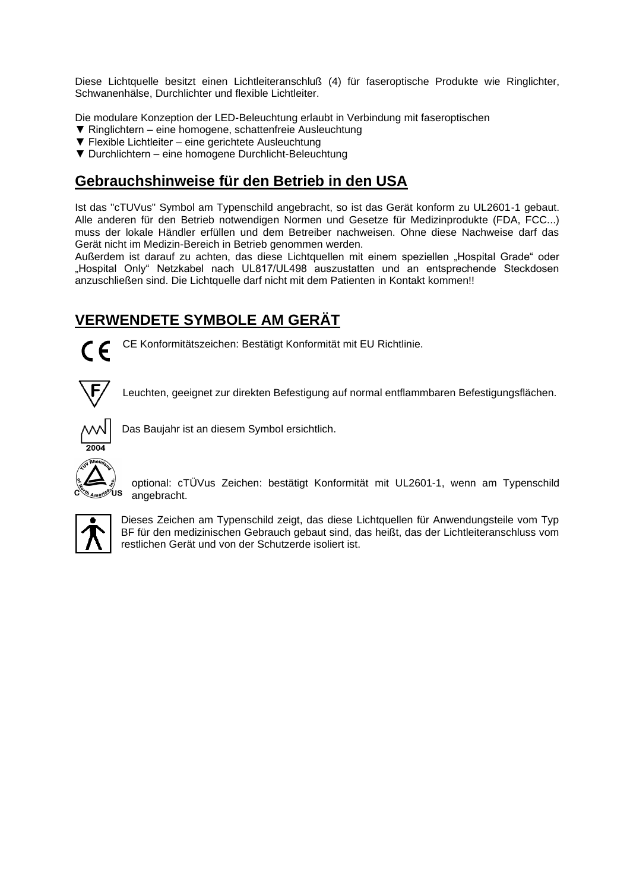Diese Lichtquelle besitzt einen Lichtleiteranschluß (4) für faseroptische Produkte wie Ringlichter, Schwanenhälse, Durchlichter und flexible Lichtleiter.

Die modulare Konzeption der LED-Beleuchtung erlaubt in Verbindung mit faseroptischen

▼ Ringlichtern – eine homogene, schattenfreie Ausleuchtung
▼ Flexible Lichtleiter – eine gerichtete Ausleuchtung
▼ Durchlichtern – eine homogene Durchlicht-Beleuchtung

## Gebrauchshinweise für den Betrieb in den USA

Ist das "cTUVus" Symbol am Typenschild angebracht, so ist das Gerät konform zu UL2601-1 gebaut. Alle anderen für den Betrieb notwendigen Normen und Gesetze für Medizinprodukte (FDA, FCC...) muss der lokale Händler erfüllen und dem Betreiber nachweisen. Ohne diese Nachweise darf das Gerät nicht im Medizin-Bereich in Betrieb genommen werden.
Außerdem ist darauf zu achten, das diese Lichtquellen mit einem speziellen „Hospital Grade“ oder „Hospital Only“ Netzkabel nach UL817/UL498 auszustatten und an entsprechende Steckdosen anzuschließen sind. Die Lichtquelle darf nicht mit dem Patienten in Kontakt kommen!!

## VERWENDETE SYMBOLE AM GERÄT

CE Konformitätszeichen: Bestätigt Konformität mit EU Richtlinie.

Leuchten, geeignet zur direkten Befestigung auf normal entflammbaren Befestigungsflächen.

2004

Das Baujahr ist an diesem Symbol ersichtlich.

optional: cTÜVus Zeichen: bestätigt Konformität mit UL2601-1, wenn am Typenschild angebracht.

Dieses Zeichen am Typenschild zeigt, das diese Lichtquellen für Anwendungsteile vom Typ BF für den medizinischen Gebrauch gebaut sind, das heißt, das der Lichtleiteranschluss vom restlichen Gerät und von der Schutzerde isoliert ist.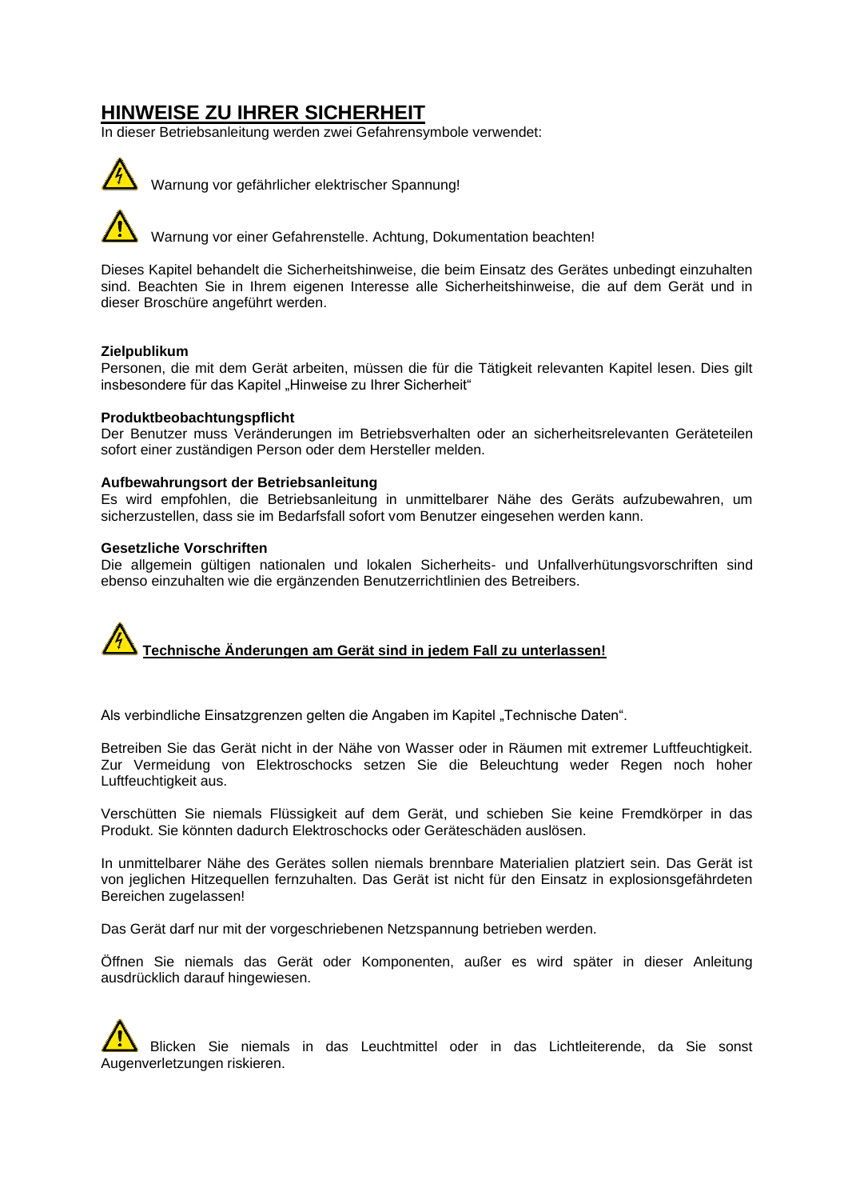# HINWEISE ZU IHRER SICHERHEIT

In dieser Betriebsanleitung werden zwei Gefahrensymbole verwendet:

Warnung vor gefährlicher elektrischer Spannung!

Warnung vor einer Gefahrenstelle. Achtung, Dokumentation beachten!

Dieses Kapitel behandelt die Sicherheitshinweise, die beim Einsatz des Gerätes unbedingt einzuhalten sind. Beachten Sie in Ihrem eigenen Interesse alle Sicherheitshinweise, die auf dem Gerät und in dieser Broschüre angeführt werden.

**Zielpublikum**
Personen, die mit dem Gerät arbeiten, müssen die für die Tätigkeit relevanten Kapitel lesen. Dies gilt insbesondere für das Kapitel „Hinweise zu Ihrer Sicherheit"

**Produktbeobachtungspflicht**
Der Benutzer muss Veränderungen im Betriebsverhalten oder an sicherheitsrelevanten Geräteteilen sofort einer zuständigen Person oder dem Hersteller melden.

**Aufbewahrungsort der Betriebsanleitung**
Es wird empfohlen, die Betriebsanleitung in unmittelbarer Nähe des Geräts aufzubewahren, um sicherzustellen, dass sie im Bedarfsfall sofort vom Benutzer eingesehen werden kann.

**Gesetzliche Vorschriften**
Die allgemein gültigen nationalen und lokalen Sicherheits- und Unfallverhütungsvorschriften sind ebenso einzuhalten wie die ergänzenden Benutzerrichtlinien des Betreibers.

**Technische Änderungen am Gerät sind in jedem Fall zu unterlassen!**

Als verbindliche Einsatzgrenzen gelten die Angaben im Kapitel „Technische Daten".

Betreiben Sie das Gerät nicht in der Nähe von Wasser oder in Räumen mit extremer Luftfeuchtigkeit. Zur Vermeidung von Elektroschocks setzen Sie die Beleuchtung weder Regen noch hoher Luftfeuchtigkeit aus.

Verschütten Sie niemals Flüssigkeit auf dem Gerät, und schieben Sie keine Fremdkörper in das Produkt. Sie könnten dadurch Elektroschocks oder Geräteschäden auslösen.

In unmittelbarer Nähe des Gerätes sollen niemals brennbare Materialien platziert sein. Das Gerät ist von jeglichen Hitzequellen fernzuhalten. Das Gerät ist nicht für den Einsatz in explosionsgefährdeten Bereichen zugelassen!

Das Gerät darf nur mit der vorgeschriebenen Netzspannung betrieben werden.

Öffnen Sie niemals das Gerät oder Komponenten, außer es wird später in dieser Anleitung ausdrücklich darauf hingewiesen.

Blicken Sie niemals in das Leuchtmittel oder in das Lichtleiterende, da Sie sonst Augenverletzungen riskieren.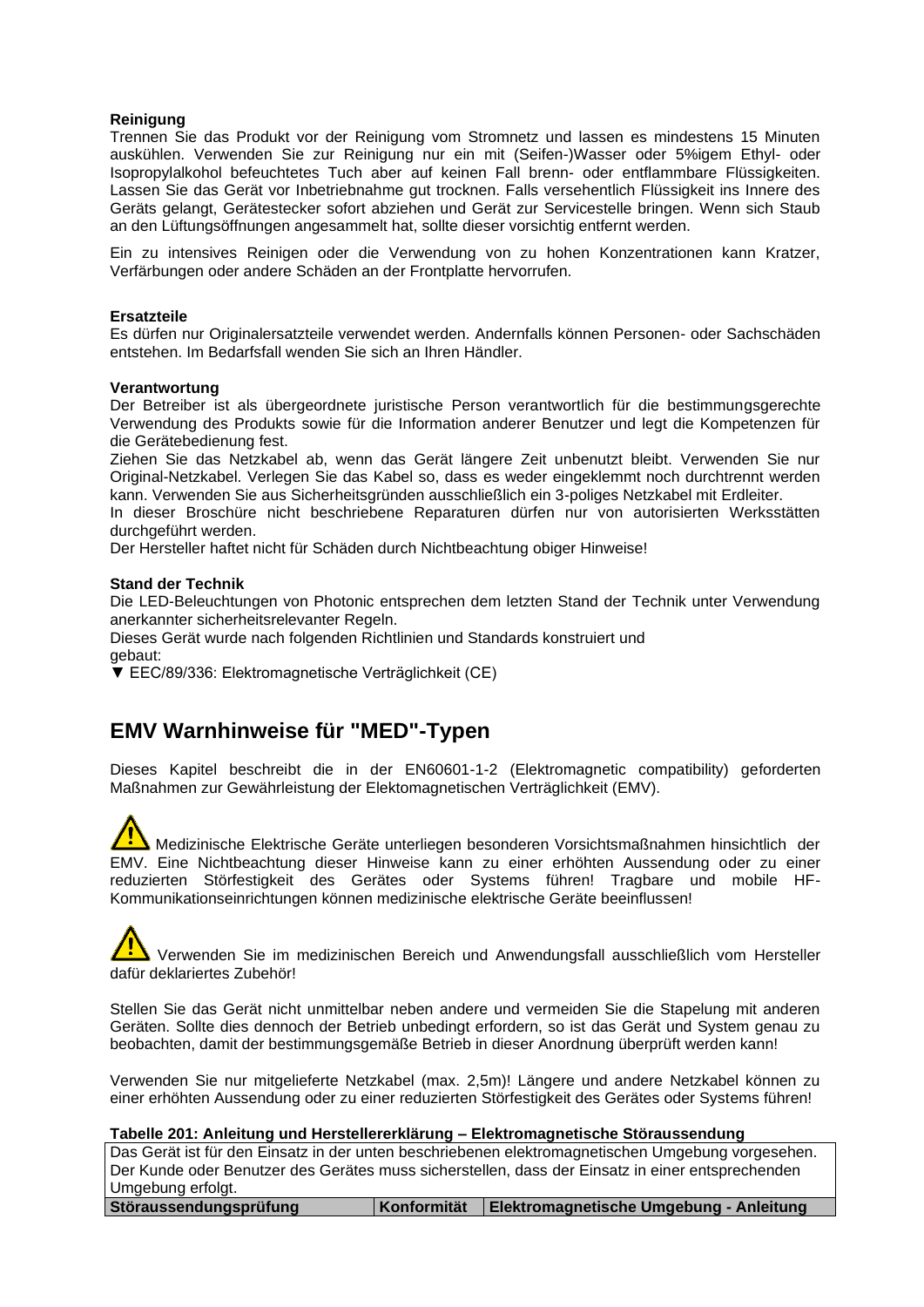### Reinigung

Trennen Sie das Produkt vor der Reinigung vom Stromnetz und lassen es mindestens 15 Minuten auskühlen. Verwenden Sie zur Reinigung nur ein mit (Seifen-)Wasser oder 5%igem Ethyl- oder Isopropylalkohol befeuchtetes Tuch aber auf keinen Fall brenn- oder entflammbare Flüssigkeiten. Lassen Sie das Gerät vor Inbetriebnahme gut trocknen. Falls versehentlich Flüssigkeit ins Innere des Geräts gelangt, Gerätestecker sofort abziehen und Gerät zur Servicestelle bringen. Wenn sich Staub an den Lüftungsöffnungen angesammelt hat, sollte dieser vorsichtig entfernt werden.

Ein zu intensives Reinigen oder die Verwendung von zu hohen Konzentrationen kann Kratzer, Verfärbungen oder andere Schäden an der Frontplatte hervorrufen.

### Ersatzteile

Es dürfen nur Originalersatzteile verwendet werden. Andernfalls können Personen- oder Sachschäden entstehen. Im Bedarfsfall wenden Sie sich an Ihren Händler.

### Verantwortung

Der Betreiber ist als übergeordnete juristische Person verantwortlich für die bestimmungsgerechte Verwendung des Produkts sowie für die Information anderer Benutzer und legt die Kompetenzen für die Gerätebedienung fest.
Ziehen Sie das Netzkabel ab, wenn das Gerät längere Zeit unbenutzt bleibt. Verwenden Sie nur Original-Netzkabel. Verlegen Sie das Kabel so, dass es weder eingeklemmt noch durchtrennt werden kann. Verwenden Sie aus Sicherheitsgründen ausschließlich ein 3-poliges Netzkabel mit Erdleiter.
In dieser Broschüre nicht beschriebene Reparaturen dürfen nur von autorisierten Werksstätten durchgeführt werden.
Der Hersteller haftet nicht für Schäden durch Nichtbeachtung obiger Hinweise!

### Stand der Technik

Die LED-Beleuchtungen von Photonic entsprechen dem letzten Stand der Technik unter Verwendung anerkannter sicherheitsrelevanter Regeln.
Dieses Gerät wurde nach folgenden Richtlinien und Standards konstruiert und gebaut:
▼ EEC/89/336: Elektromagnetische Verträglichkeit (CE)

## EMV Warnhinweise für "MED"-Typen

Dieses Kapitel beschreibt die in der EN60601-1-2 (Elektromagnetic compatibility) geforderten Maßnahmen zur Gewährleistung der Elektomagnetischen Verträglichkeit (EMV).

⚠ Medizinische Elektrische Geräte unterliegen besonderen Vorsichtsmaßnahmen hinsichtlich der EMV. Eine Nichtbeachtung dieser Hinweise kann zu einer erhöhten Aussendung oder zu einer reduzierten Störfestigkeit des Gerätes oder Systems führen! Tragbare und mobile HF-Kommunikationseinrichtungen können medizinische elektrische Geräte beeinflussen!

⚠ Verwenden Sie im medizinischen Bereich und Anwendungsfall ausschließlich vom Hersteller dafür deklariertes Zubehör!

Stellen Sie das Gerät nicht unmittelbar neben andere und vermeiden Sie die Stapelung mit anderen Geräten. Sollte dies dennoch der Betrieb unbedingt erfordern, so ist das Gerät und System genau zu beobachten, damit der bestimmungsgemäße Betrieb in dieser Anordnung überprüft werden kann!

Verwenden Sie nur mitgelieferte Netzkabel (max. 2,5m)! Längere und andere Netzkabel können zu einer erhöhten Aussendung oder zu einer reduzierten Störfestigkeit des Gerätes oder Systems führen!

**Tabelle 201: Anleitung und Herstellererklärung – Elektromagnetische Störaussendung**

| Das Gerät ist für den Einsatz in der unten beschriebenen elektromagnetischen Umgebung vorgesehen. Der Kunde oder Benutzer des Gerätes muss sicherstellen, dass der Einsatz in einer entsprechenden Umgebung erfolgt. | | |
|---|---|---|
| **Störaussendungsprüfung** | **Konformität** | **Elektromagnetische Umgebung - Anleitung** |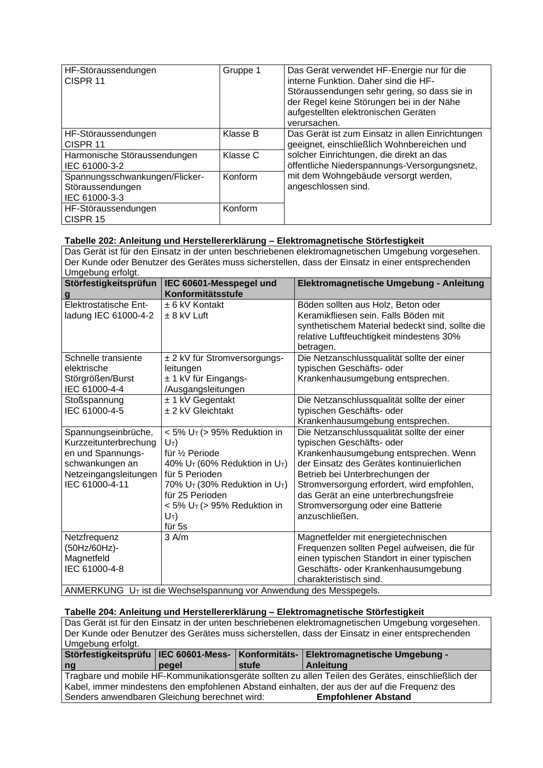| | | |
|---|---|---|
| HF-Störaussendungen<br>CISPR 11 | Gruppe 1 | Das Gerät verwendet HF-Energie nur für die interne Funktion. Daher sind die HF-Störaussendungen sehr gering, so dass sie in der Regel keine Störungen bei in der Nähe aufgestellten elektronischen Geräten verursachen. |
| HF-Störaussendungen<br>CISPR 11 | Klasse B | Das Gerät ist zum Einsatz in allen Einrichtungen geeignet, einschließlich Wohnbereichen und solcher Einrichtungen, die direkt an das öffentliche Niederspannungs-Versorgungsnetz, mit dem Wohngebäude versorgt werden, angeschlossen sind. |
| Harmonische Störaussendungen<br>IEC 61000-3-2 | Klasse C | |
| Spannungsschwankungen/Flicker-Störaussendungen<br>IEC 61000-3-3 | Konform | |
| HF-Störaussendungen<br>CISPR 15 | Konform | |

**Tabelle 202: Anleitung und Herstellererklärung – Elektromagnetische Störfestigkeit**

Das Gerät ist für den Einsatz in der unten beschriebenen elektromagnetischen Umgebung vorgesehen. Der Kunde oder Benutzer des Gerätes muss sicherstellen, dass der Einsatz in einer entsprechenden Umgebung erfolgt.

| Störfestigkeitsprüfung | IEC 60601-Messpegel und Konformitätsstufe | Elektromagnetische Umgebung - Anleitung |
|---|---|---|
| Elektrostatische Entladung IEC 61000-4-2 | ± 6 kV Kontakt<br>± 8 kV Luft | Böden sollten aus Holz, Beton oder Keramikfliesen sein. Falls Böden mit synthetischem Material bedeckt sind, sollte die relative Luftfeuchtigkeit mindestens 30% betragen. |
| Schnelle transiente elektrische Störgrößen/Burst<br>IEC 61000-4-4 | ± 2 kV für Stromversorgungsleitungen<br>± 1 kV für Eingangs-/Ausgangsleitungen | Die Netzanschlussqualität sollte der einer typischen Geschäfts- oder Krankenhausumgebung entsprechen. |
| Stoßspannung<br>IEC 61000-4-5 | ± 1 kV Gegentakt<br>± 2 kV Gleichtakt | Die Netzanschlussqualität sollte der einer typischen Geschäfts- oder Krankenhausumgebung entsprechen. |
| Spannungseinbrüche, Kurzzeitunterbrechungen und Spannungsschwankungen an Netzeingangsleitungen<br>IEC 61000-4-11 | < 5% $U_T$ (> 95% Reduktion in $U_T$)<br>für ½ Periode<br>40% $U_T$ (60% Reduktion in $U_T$) für 5 Perioden<br>70% $U_T$ (30% Reduktion in $U_T$) für 25 Perioden<br>< 5% $U_T$ (> 95% Reduktion in $U_T$)<br>für 5s | Die Netzanschlussqualität sollte der einer typischen Geschäfts- oder Krankenhausumgebung entsprechen. Wenn der Einsatz des Gerätes kontinuierlichen Betrieb bei Unterbrechungen der Stromversorgung erfordert, wird empfohlen, das Gerät an eine unterbrechungsfreie Stromversorgung oder eine Batterie anzuschließen. |
| Netzfrequenz (50Hz/60Hz)-Magnetfeld<br>IEC 61000-4-8 | 3 A/m | Magnetfelder mit energietechnischen Frequenzen sollten Pegel aufweisen, die für einen typischen Standort in einer typischen Geschäfts- oder Krankenhausumgebung charakteristisch sind. |

ANMERKUNG $U_T$ ist die Wechselspannung vor Anwendung des Messpegels.

**Tabelle 204: Anleitung und Herstellererklärung – Elektromagnetische Störfestigkeit**

Das Gerät ist für den Einsatz in der unten beschriebenen elektromagnetischen Umgebung vorgesehen. Der Kunde oder Benutzer des Gerätes muss sicherstellen, dass der Einsatz in einer entsprechenden Umgebung erfolgt.

| Störfestigkeitsprüfung | IEC 60601-Messpegel | Konformitätsstufe | Elektromagnetische Umgebung - Anleitung |
|---|---|---|---|
| Tragbare und mobile HF-Kommunikationsgeräte sollten zu allen Teilen des Gerätes, einschließlich der Kabel, immer mindestens den empfohlenen Abstand einhalten, der aus der auf die Frequenz des Senders anwendbaren Gleichung berechnet wird: | | | **Empfohlener Abstand** |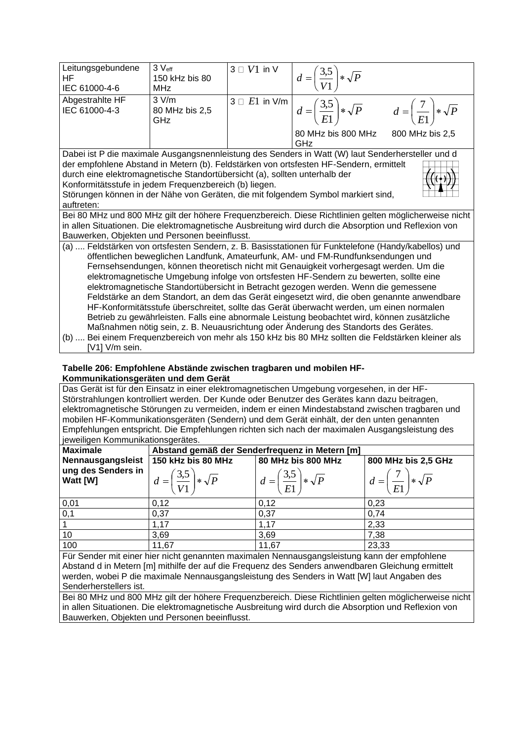| Leitungsgebundene HF IEC 61000-4-6 | 3 $V_{eff}$ 150 kHz bis 80 MHz | 3 □ $V1$ in V | $d = \left(\frac{3,5}{V1}\right) * \sqrt{P}$ | |
|---|---|---|---|---|
| Abgestrahlte HF IEC 61000-4-3 | 3 V/m 80 MHz bis 2,5 GHz | 3 □ $E1$ in V/m | $d = \left(\frac{3,5}{E1}\right) * \sqrt{P}$ 80 MHz bis 800 MHz | $d = \left(\frac{7}{E1}\right) * \sqrt{P}$ 800 MHz bis 2,5 GHz |
| Dabei ist P die maximale Ausgangsnennleistung des Senders in Watt (W) laut Senderhersteller und d der empfohlene Abstand in Metern (b). Feldstärken von ortsfesten HF-Sendern, ermittelt durch eine elektromagnetische Standortübersicht (a), sollten unterhalb der Konformitätsstufe in jedem Frequenzbereich (b) liegen. Störungen können in der Nähe von Geräten, die mit folgendem Symbol markiert sind, auftreten: | | | | |
| Bei 80 MHz und 800 MHz gilt der höhere Frequenzbereich. Diese Richtlinien gelten möglicherweise nicht in allen Situationen. Die elektromagnetische Ausbreitung wird durch die Absorption und Reflexion von Bauwerken, Objekten und Personen beeinflusst. | | | | |
| (a) .... Feldstärken von ortsfesten Sendern, z. B. Basisstationen für Funktelefone (Handy/kabellos) und öffentlichen beweglichen Landfunk, Amateurfunk, AM- und FM-Rundfunksendungen und Fernsehsendungen, können theoretisch nicht mit Genauigkeit vorhergesagt werden. Um die elektromagnetische Umgebung infolge von ortsfesten HF-Sendern zu bewerten, sollte eine elektromagnetische Standortübersicht in Betracht gezogen werden. Wenn die gemessene Feldstärke an dem Standort, an dem das Gerät eingesetzt wird, die oben genannte anwendbare HF-Konformitätsstufe überschreitet, sollte das Gerät überwacht werden, um einen normalen Betrieb zu gewährleisten. Falls eine abnormale Leistung beobachtet wird, können zusätzliche Maßnahmen nötig sein, z. B. Neuausrichtung oder Änderung des Standorts des Gerätes. (b) .... Bei einem Frequenzbereich von mehr als 150 kHz bis 80 MHz sollten die Feldstärken kleiner als [V1] V/m sein. | | | | |

**Tabelle 206: Empfohlene Abstände zwischen tragbaren und mobilen HF-Kommunikationsgeräten und dem Gerät**

Das Gerät ist für den Einsatz in einer elektromagnetischen Umgebung vorgesehen, in der HF-Störstrahlungen kontrolliert werden. Der Kunde oder Benutzer des Gerätes kann dazu beitragen, elektromagnetische Störungen zu vermeiden, indem er einen Mindestabstand zwischen tragbaren und mobilen HF-Kommunikationsgeräten (Sendern) und dem Gerät einhält, der den unten genannten Empfehlungen entspricht. Die Empfehlungen richten sich nach der maximalen Ausgangsleistung des jeweiligen Kommunikationsgerätes.

| **Maximale Nennausgangsleistung des Senders in Watt [W]** | **Abstand gemäß der Senderfrequenz in Metern [m]** | | |
|---|---|---|---|
| | **150 kHz bis 80 MHz** $d = \left(\frac{3,5}{V1}\right) * \sqrt{P}$ | **80 MHz bis 800 MHz** $d = \left(\frac{3,5}{E1}\right) * \sqrt{P}$ | **800 MHz bis 2,5 GHz** $d = \left(\frac{7}{E1}\right) * \sqrt{P}$ |
| 0,01 | 0,12 | 0,12 | 0,23 |
| 0,1 | 0,37 | 0,37 | 0,74 |
| 1 | 1,17 | 1,17 | 2,33 |
| 10 | 3,69 | 3,69 | 7,38 |
| 100 | 11,67 | 11,67 | 23,33 |

Für Sender mit einer hier nicht genannten maximalen Nennausgangsleistung kann der empfohlene Abstand d in Metern [m] mithilfe der auf die Frequenz des Senders anwendbaren Gleichung ermittelt werden, wobei P die maximale Nennausgangsleistung des Senders in Watt [W] laut Angaben des Senderherstellers ist.

Bei 80 MHz und 800 MHz gilt der höhere Frequenzbereich. Diese Richtlinien gelten möglicherweise nicht in allen Situationen. Die elektromagnetische Ausbreitung wird durch die Absorption und Reflexion von Bauwerken, Objekten und Personen beeinflusst.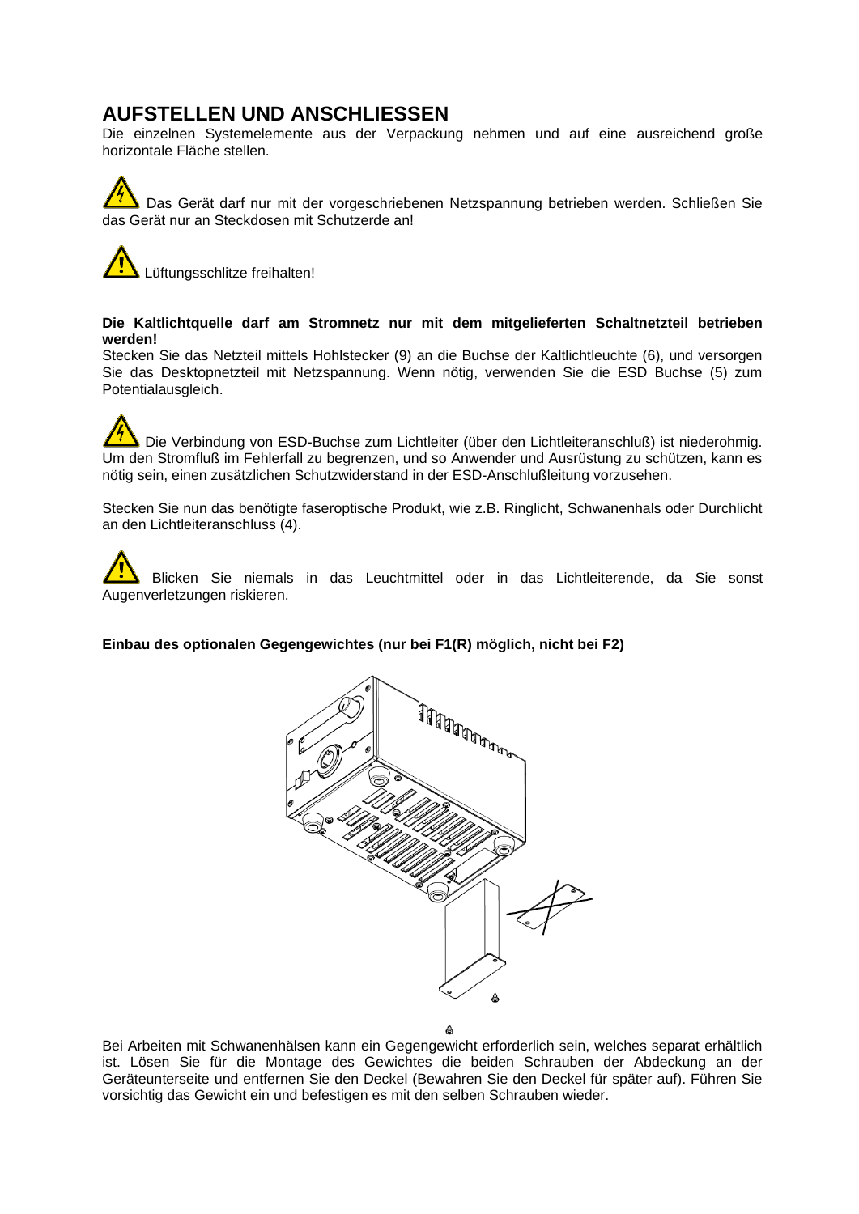# AUFSTELLEN UND ANSCHLIESSEN

Die einzelnen Systemelemente aus der Verpackung nehmen und auf eine ausreichend große horizontale Fläche stellen.

Das Gerät darf nur mit der vorgeschriebenen Netzspannung betrieben werden. Schließen Sie das Gerät nur an Steckdosen mit Schutzerde an!

Lüftungsschlitze freihalten!

**Die Kaltlichtquelle darf am Stromnetz nur mit dem mitgelieferten Schaltnetzteil betrieben werden!**

Stecken Sie das Netzteil mittels Hohlstecker (9) an die Buchse der Kaltlichtleuchte (6), und versorgen Sie das Desktopnetzteil mit Netzspannung. Wenn nötig, verwenden Sie die ESD Buchse (5) zum Potentialausgleich.

Die Verbindung von ESD-Buchse zum Lichtleiter (über den Lichtleiteranschluß) ist niederohmig. Um den Stromfluß im Fehlerfall zu begrenzen, und so Anwender und Ausrüstung zu schützen, kann es nötig sein, einen zusätzlichen Schutzwiderstand in der ESD-Anschlußleitung vorzusehen.

Stecken Sie nun das benötigte faseroptische Produkt, wie z.B. Ringlicht, Schwanenhals oder Durchlicht an den Lichtleiteranschluss (4).

Blicken Sie niemals in das Leuchtmittel oder in das Lichtleiterende, da Sie sonst Augenverletzungen riskieren.

**Einbau des optionalen Gegengewichtes (nur bei F1(R) möglich, nicht bei F2)**

Bei Arbeiten mit Schwanenhälsen kann ein Gegengewicht erforderlich sein, welches separat erhältlich ist. Lösen Sie für die Montage des Gewichtes die beiden Schrauben der Abdeckung an der Geräteunterseite und entfernen Sie den Deckel (Bewahren Sie den Deckel für später auf). Führen Sie vorsichtig das Gewicht ein und befestigen es mit den selben Schrauben wieder.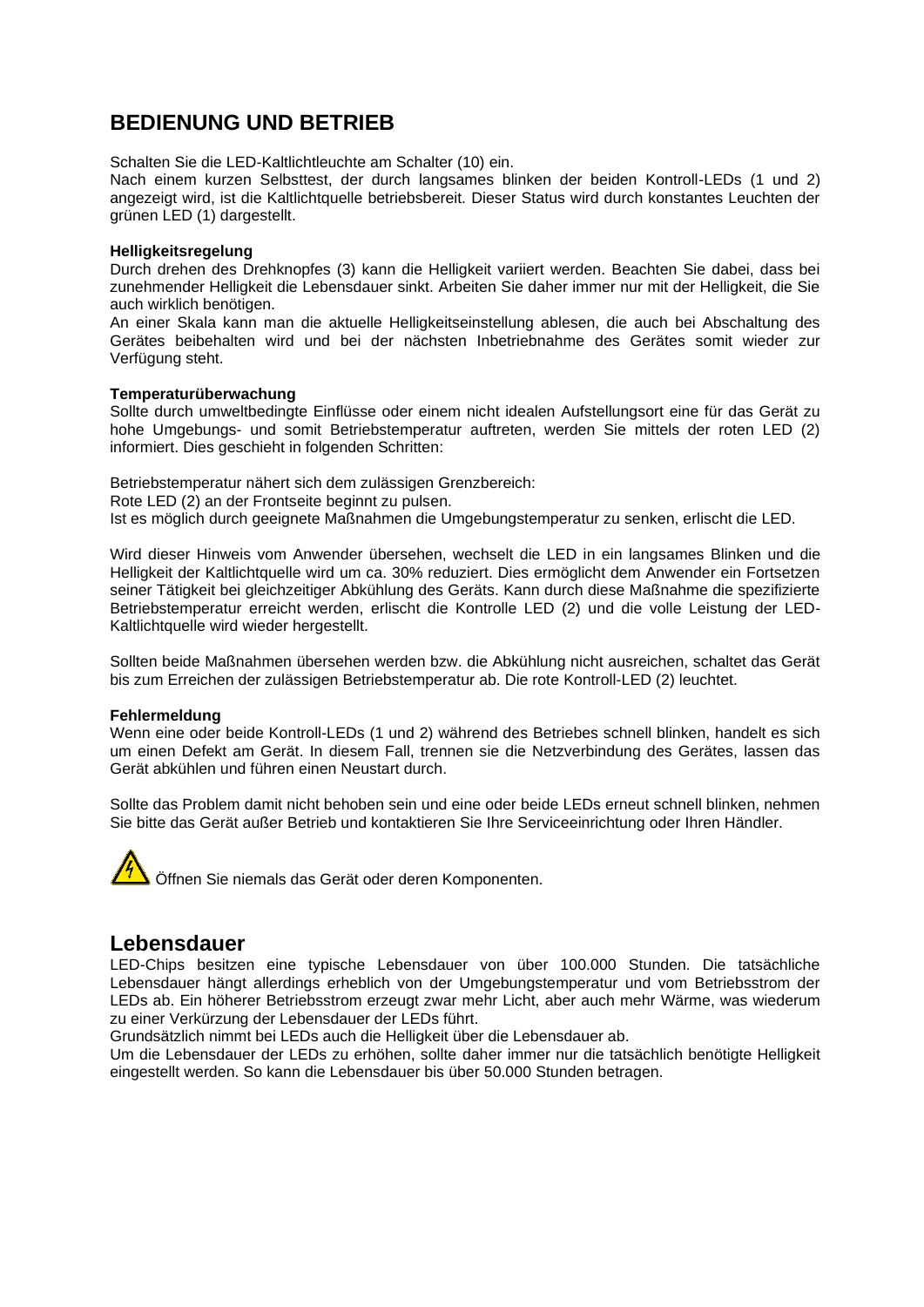## BEDIENUNG UND BETRIEB

Schalten Sie die LED-Kaltlichtleuchte am Schalter (10) ein.
Nach einem kurzen Selbsttest, der durch langsames blinken der beiden Kontroll-LEDs (1 und 2) angezeigt wird, ist die Kaltlichtquelle betriebsbereit. Dieser Status wird durch konstantes Leuchten der grünen LED (1) dargestellt.

**Helligkeitsregelung**
Durch drehen des Drehknopfes (3) kann die Helligkeit variiert werden. Beachten Sie dabei, dass bei zunehmender Helligkeit die Lebensdauer sinkt. Arbeiten Sie daher immer nur mit der Helligkeit, die Sie auch wirklich benötigen.
An einer Skala kann man die aktuelle Helligkeitseinstellung ablesen, die auch bei Abschaltung des Gerätes beibehalten wird und bei der nächsten Inbetriebnahme des Gerätes somit wieder zur Verfügung steht.

**Temperaturüberwachung**
Sollte durch umweltbedingte Einflüsse oder einem nicht idealen Aufstellungsort eine für das Gerät zu hohe Umgebungs- und somit Betriebstemperatur auftreten, werden Sie mittels der roten LED (2) informiert. Dies geschieht in folgenden Schritten:

Betriebstemperatur nähert sich dem zulässigen Grenzbereich:
Rote LED (2) an der Frontseite beginnt zu pulsen.
Ist es möglich durch geeignete Maßnahmen die Umgebungstemperatur zu senken, erlischt die LED.

Wird dieser Hinweis vom Anwender übersehen, wechselt die LED in ein langsames Blinken und die Helligkeit der Kaltlichtquelle wird um ca. 30% reduziert. Dies ermöglicht dem Anwender ein Fortsetzen seiner Tätigkeit bei gleichzeitiger Abkühlung des Geräts. Kann durch diese Maßnahme die spezifizierte Betriebstemperatur erreicht werden, erlischt die Kontrolle LED (2) und die volle Leistung der LED-Kaltlichtquelle wird wieder hergestellt.

Sollten beide Maßnahmen übersehen werden bzw. die Abkühlung nicht ausreichen, schaltet das Gerät bis zum Erreichen der zulässigen Betriebstemperatur ab. Die rote Kontroll-LED (2) leuchtet.

**Fehlermeldung**
Wenn eine oder beide Kontroll-LEDs (1 und 2) während des Betriebes schnell blinken, handelt es sich um einen Defekt am Gerät. In diesem Fall, trennen sie die Netzverbindung des Gerätes, lassen das Gerät abkühlen und führen einen Neustart durch.

Sollte das Problem damit nicht behoben sein und eine oder beide LEDs erneut schnell blinken, nehmen Sie bitte das Gerät außer Betrieb und kontaktieren Sie Ihre Serviceeinrichtung oder Ihren Händler.

⚠ Öffnen Sie niemals das Gerät oder deren Komponenten.

## Lebensdauer

LED-Chips besitzen eine typische Lebensdauer von über 100.000 Stunden. Die tatsächliche Lebensdauer hängt allerdings erheblich von der Umgebungstemperatur und vom Betriebsstrom der LEDs ab. Ein höherer Betriebsstrom erzeugt zwar mehr Licht, aber auch mehr Wärme, was wiederum zu einer Verkürzung der Lebensdauer der LEDs führt.
Grundsätzlich nimmt bei LEDs auch die Helligkeit über die Lebensdauer ab.
Um die Lebensdauer der LEDs zu erhöhen, sollte daher immer nur die tatsächlich benötigte Helligkeit eingestellt werden. So kann die Lebensdauer bis über 50.000 Stunden betragen.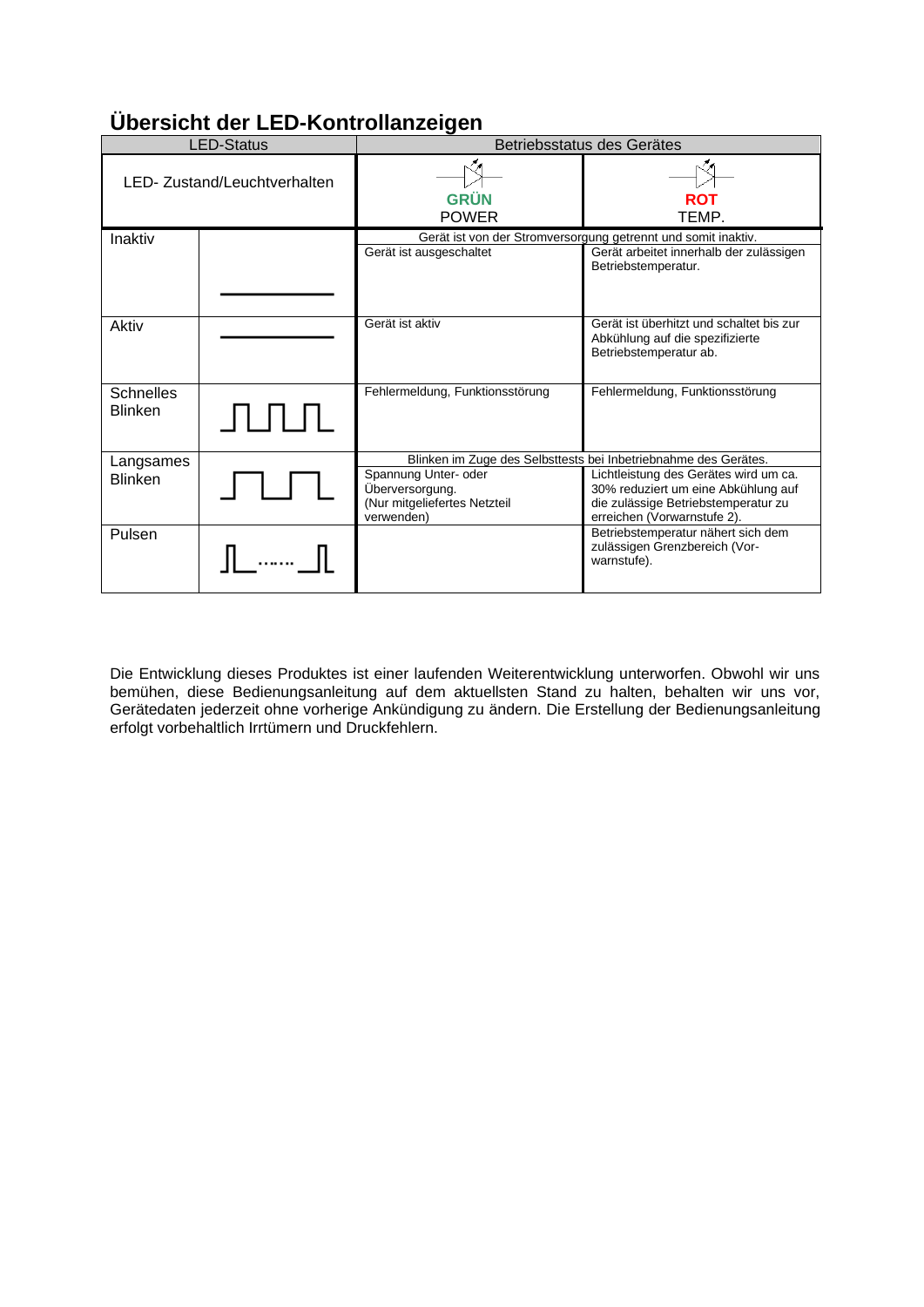## Übersicht der LED-Kontrollanzeigen

| LED-Status | | Betriebsstatus des Gerätes | |
|---|---|---|---|
| LED- Zustand/Leuchtverhalten | | GRÜN POWER | ROT TEMP. |
| Inaktiv | | Gerät ist von der Stromversorgung getrennt und somit inaktiv. | |
| | | Gerät ist ausgeschaltet | Gerät arbeitet innerhalb der zulässigen Betriebstemperatur. |
| Aktiv | | Gerät ist aktiv | Gerät ist überhitzt und schaltet bis zur Abkühlung auf die spezifizierte Betriebstemperatur ab. |
| Schnelles Blinken | | Fehlermeldung, Funktionsstörung | Fehlermeldung, Funktionsstörung |
| Langsames Blinken | | Blinken im Zuge des Selbsttests bei Inbetriebnahme des Gerätes. | |
| | | Spannung Unter- oder Überversorgung. (Nur mitgeliefertes Netzteil verwenden) | Lichtleistung des Gerätes wird um ca. 30% reduziert um eine Abkühlung auf die zulässige Betriebstemperatur zu erreichen (Vorwarnstufe 2). |
| Pulsen | | | Betriebstemperatur nähert sich dem zulässigen Grenzbereich (Vor-warnstufe). |

Die Entwicklung dieses Produktes ist einer laufenden Weiterentwicklung unterworfen. Obwohl wir uns bemühen, diese Bedienungsanleitung auf dem aktuellsten Stand zu halten, behalten wir uns vor, Gerätedaten jederzeit ohne vorherige Ankündigung zu ändern. Die Erstellung der Bedienungsanleitung erfolgt vorbehaltlich Irrtümern und Druckfehlern.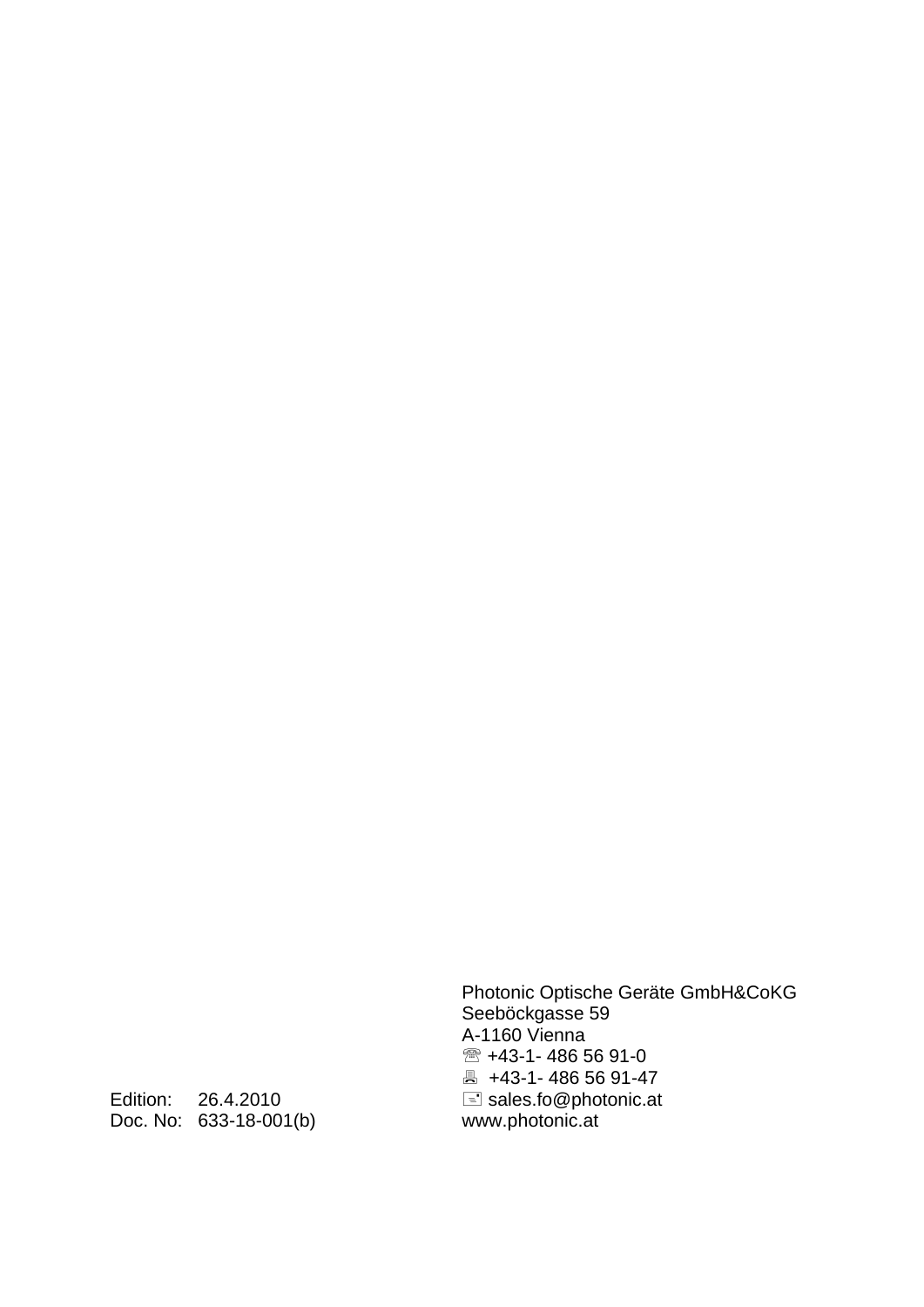Edition: 26.4.2010
Doc. No: 633-18-001(b)

Photonic Optische Geräte GmbH&CoKG
Seeböckgasse 59
A-1160 Vienna
☏ +43-1- 486 56 91-0
🖷 +43-1- 486 56 91-47
✉ sales.fo@photonic.at
www.photonic.at